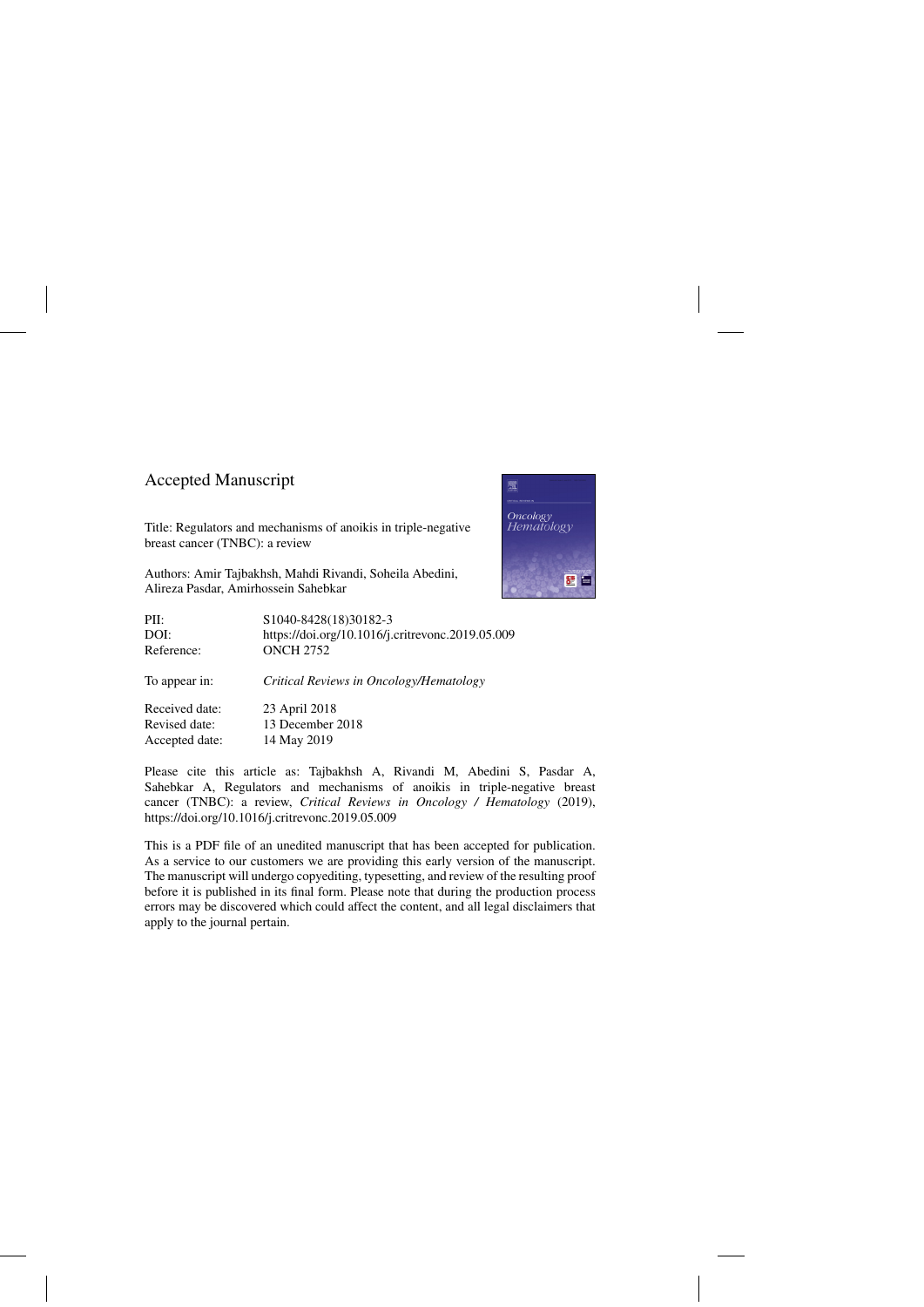## Accepted Manuscript

Title: Regulators and mechanisms of anoikis in triple-negative breast cancer (TNBC): a review

Authors: Amir Tajbakhsh, Mahdi Rivandi, Soheila Abedini, Alireza Pasdar, Amirhossein Sahebkar

| | |
|---|---|
| PII: | S1040-8428(18)30182-3 |
| DOI: | https://doi.org/10.1016/j.critrevonc.2019.05.009 |
| Reference: | ONCH 2752 |
| To appear in: | *Critical Reviews in Oncology/Hematology* |
| Received date: | 23 April 2018 |
| Revised date: | 13 December 2018 |
| Accepted date: | 14 May 2019 |

Please cite this article as: Tajbakhsh A, Rivandi M, Abedini S, Pasdar A, Sahebkar A, Regulators and mechanisms of anoikis in triple-negative breast cancer (TNBC): a review, *Critical Reviews in Oncology / Hematology* (2019), https://doi.org/10.1016/j.critrevonc.2019.05.009

This is a PDF file of an unedited manuscript that has been accepted for publication. As a service to our customers we are providing this early version of the manuscript. The manuscript will undergo copyediting, typesetting, and review of the resulting proof before it is published in its final form. Please note that during the production process errors may be discovered which could affect the content, and all legal disclaimers that apply to the journal pertain.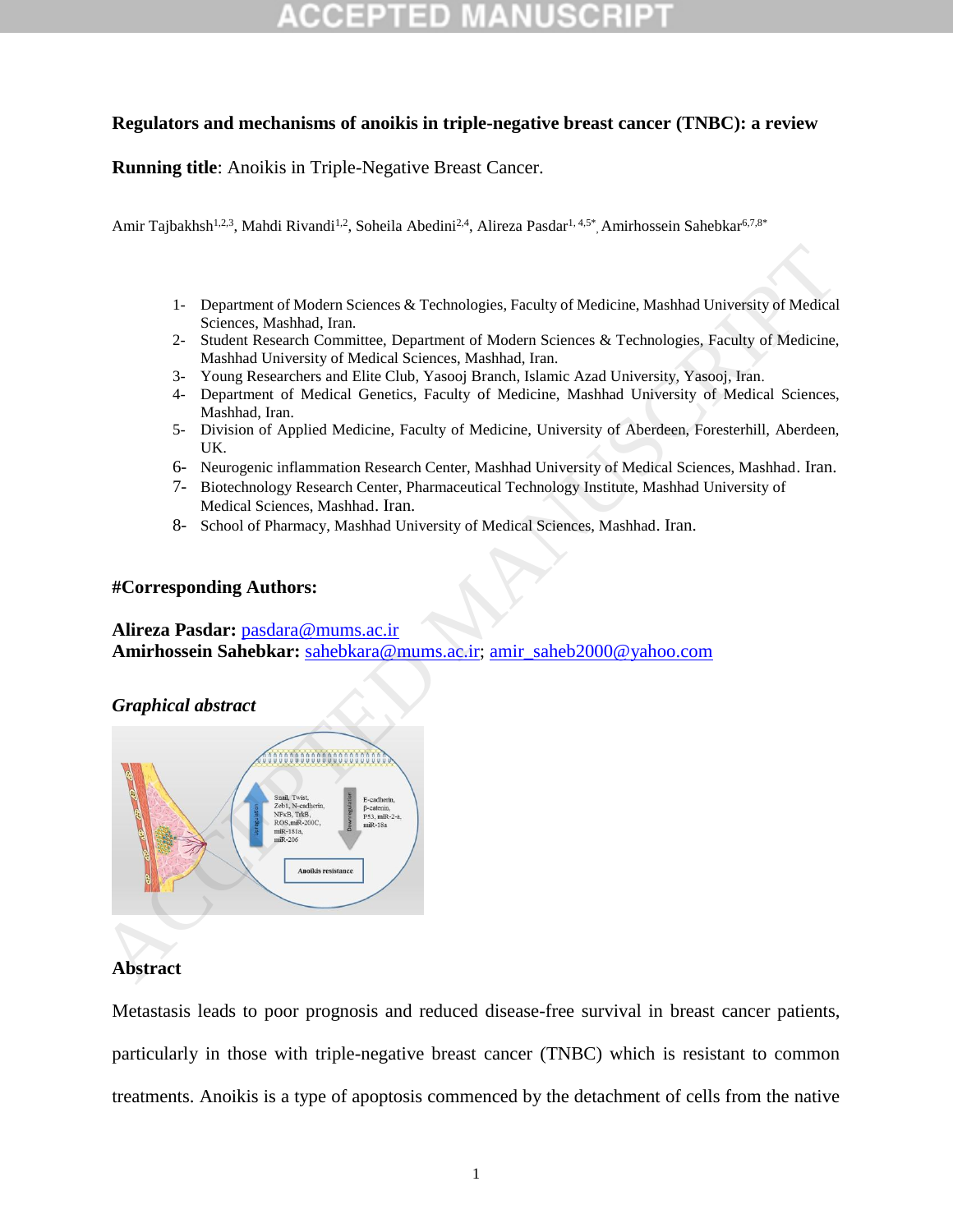**Regulators and mechanisms of anoikis in triple-negative breast cancer (TNBC): a review**

**Running title**: Anoikis in Triple-Negative Breast Cancer.

Amir Tajbakhsh[1,2,3], Mahdi Rivandi[1,2], Soheila Abedini[2,4], Alireza Pasdar[1, 4,5*], Amirhossein Sahebkar[6,7,8*]

1- Department of Modern Sciences & Technologies, Faculty of Medicine, Mashhad University of Medical Sciences, Mashhad, Iran.
2- Student Research Committee, Department of Modern Sciences & Technologies, Faculty of Medicine, Mashhad University of Medical Sciences, Mashhad, Iran.
3- Young Researchers and Elite Club, Yasooj Branch, Islamic Azad University, Yasooj, Iran.
4- Department of Medical Genetics, Faculty of Medicine, Mashhad University of Medical Sciences, Mashhad, Iran.
5- Division of Applied Medicine, Faculty of Medicine, University of Aberdeen, Foresterhill, Aberdeen, UK.
6- Neurogenic inflammation Research Center, Mashhad University of Medical Sciences, Mashhad. Iran.
7- Biotechnology Research Center, Pharmaceutical Technology Institute, Mashhad University of Medical Sciences, Mashhad. Iran.
8- School of Pharmacy, Mashhad University of Medical Sciences, Mashhad. Iran.

**#Corresponding Authors:**

**Alireza Pasdar:** pasdara@mums.ac.ir
**Amirhossein Sahebkar:** sahebkara@mums.ac.ir; amir_saheb2000@yahoo.com

***Graphical abstract***

**Abstract**

Metastasis leads to poor prognosis and reduced disease-free survival in breast cancer patients, particularly in those with triple-negative breast cancer (TNBC) which is resistant to common treatments. Anoikis is a type of apoptosis commenced by the detachment of cells from the native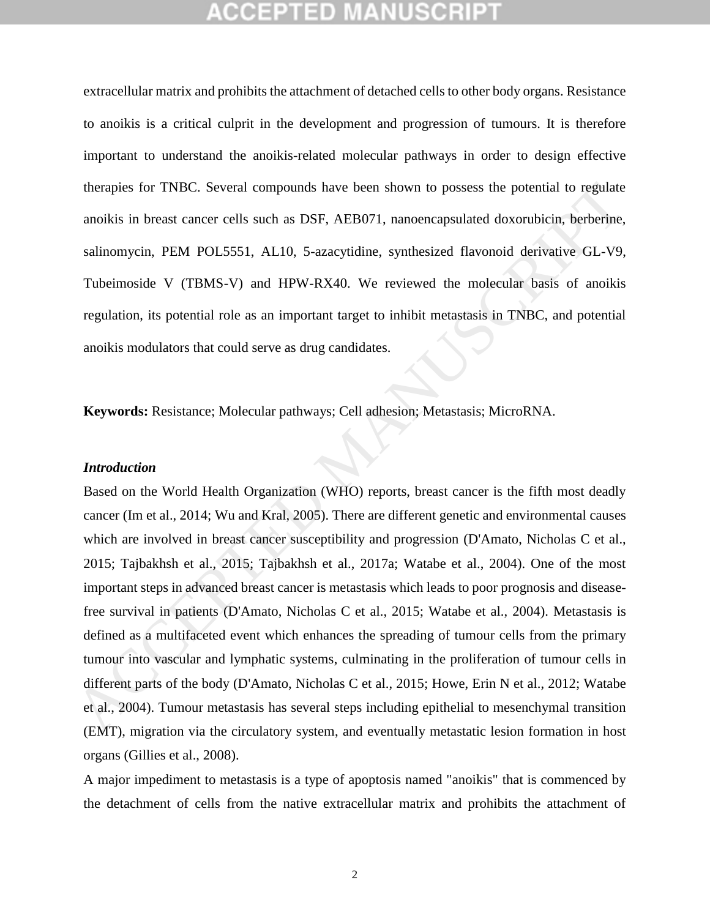extracellular matrix and prohibits the attachment of detached cells to other body organs. Resistance to anoikis is a critical culprit in the development and progression of tumours. It is therefore important to understand the anoikis-related molecular pathways in order to design effective therapies for TNBC. Several compounds have been shown to possess the potential to regulate anoikis in breast cancer cells such as DSF, AEB071, nanoencapsulated doxorubicin, berberine, salinomycin, PEM POL5551, AL10, 5-azacytidine, synthesized flavonoid derivative GL-V9, Tubeimoside V (TBMS-V) and HPW-RX40. We reviewed the molecular basis of anoikis regulation, its potential role as an important target to inhibit metastasis in TNBC, and potential anoikis modulators that could serve as drug candidates.

**Keywords:** Resistance; Molecular pathways; Cell adhesion; Metastasis; MicroRNA.

### *Introduction*

Based on the World Health Organization (WHO) reports, breast cancer is the fifth most deadly cancer (Im et al., 2014; Wu and Kral, 2005). There are different genetic and environmental causes which are involved in breast cancer susceptibility and progression (D'Amato, Nicholas C et al., 2015; Tajbakhsh et al., 2015; Tajbakhsh et al., 2017a; Watabe et al., 2004). One of the most important steps in advanced breast cancer is metastasis which leads to poor prognosis and disease-free survival in patients (D'Amato, Nicholas C et al., 2015; Watabe et al., 2004). Metastasis is defined as a multifaceted event which enhances the spreading of tumour cells from the primary tumour into vascular and lymphatic systems, culminating in the proliferation of tumour cells in different parts of the body (D'Amato, Nicholas C et al., 2015; Howe, Erin N et al., 2012; Watabe et al., 2004). Tumour metastasis has several steps including epithelial to mesenchymal transition (EMT), migration via the circulatory system, and eventually metastatic lesion formation in host organs (Gillies et al., 2008).

A major impediment to metastasis is a type of apoptosis named "anoikis" that is commenced by the detachment of cells from the native extracellular matrix and prohibits the attachment of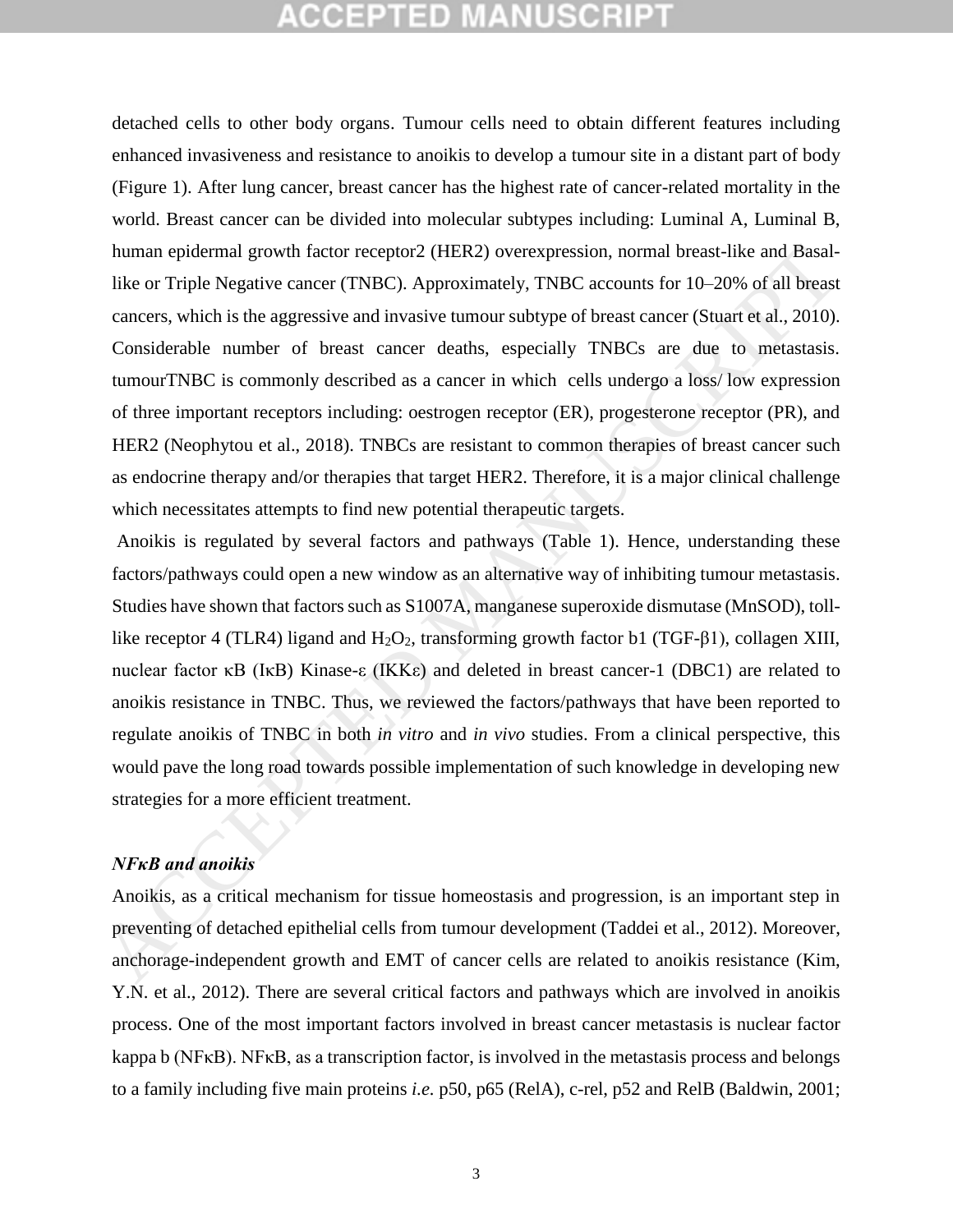detached cells to other body organs. Tumour cells need to obtain different features including enhanced invasiveness and resistance to anoikis to develop a tumour site in a distant part of body (Figure 1). After lung cancer, breast cancer has the highest rate of cancer-related mortality in the world. Breast cancer can be divided into molecular subtypes including: Luminal A, Luminal B, human epidermal growth factor receptor2 (HER2) overexpression, normal breast-like and Basal-like or Triple Negative cancer (TNBC). Approximately, TNBC accounts for 10–20% of all breast cancers, which is the aggressive and invasive tumour subtype of breast cancer (Stuart et al., 2010). Considerable number of breast cancer deaths, especially TNBCs are due to metastasis. tumourTNBC is commonly described as a cancer in which cells undergo a loss/ low expression of three important receptors including: oestrogen receptor (ER), progesterone receptor (PR), and HER2 (Neophytou et al., 2018). TNBCs are resistant to common therapies of breast cancer such as endocrine therapy and/or therapies that target HER2. Therefore, it is a major clinical challenge which necessitates attempts to find new potential therapeutic targets.

Anoikis is regulated by several factors and pathways (Table 1). Hence, understanding these factors/pathways could open a new window as an alternative way of inhibiting tumour metastasis. Studies have shown that factors such as S1007A, manganese superoxide dismutase (MnSOD), toll-like receptor 4 (TLR4) ligand and $H_2O_2$, transforming growth factor b1 (TGF-β1), collagen XIII, nuclear factor κB (IκB) Kinase-ε (IKKε) and deleted in breast cancer-1 (DBC1) are related to anoikis resistance in TNBC. Thus, we reviewed the factors/pathways that have been reported to regulate anoikis of TNBC in both *in vitro* and *in vivo* studies. From a clinical perspective, this would pave the long road towards possible implementation of such knowledge in developing new strategies for a more efficient treatment.

### *NFκB and anoikis*

Anoikis, as a critical mechanism for tissue homeostasis and progression, is an important step in preventing of detached epithelial cells from tumour development (Taddei et al., 2012). Moreover, anchorage-independent growth and EMT of cancer cells are related to anoikis resistance (Kim, Y.N. et al., 2012). There are several critical factors and pathways which are involved in anoikis process. One of the most important factors involved in breast cancer metastasis is nuclear factor kappa b (NFκB). NFκB, as a transcription factor, is involved in the metastasis process and belongs to a family including five main proteins *i.e.* p50, p65 (RelA), c-rel, p52 and RelB (Baldwin, 2001;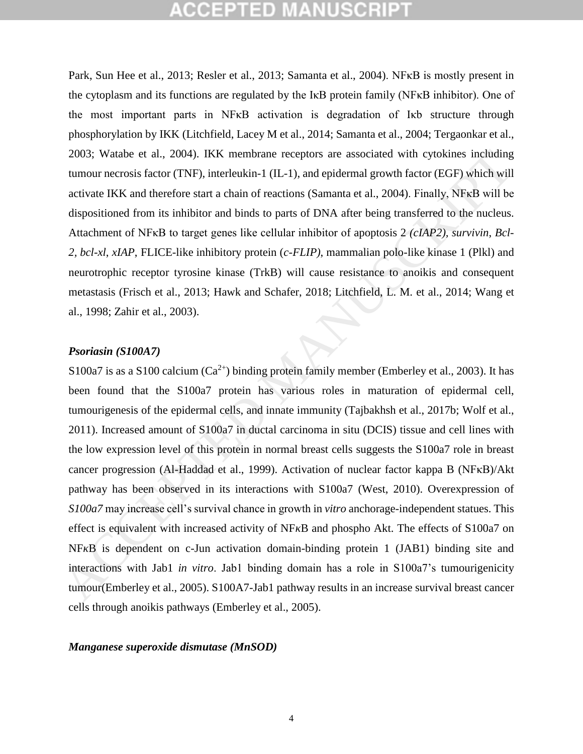Park, Sun Hee et al., 2013; Resler et al., 2013; Samanta et al., 2004). NFκB is mostly present in the cytoplasm and its functions are regulated by the IκB protein family (NFκB inhibitor). One of the most important parts in NFκB activation is degradation of Iκb structure through phosphorylation by IKK (Litchfield, Lacey M et al., 2014; Samanta et al., 2004; Tergaonkar et al., 2003; Watabe et al., 2004). IKK membrane receptors are associated with cytokines including tumour necrosis factor (TNF), interleukin-1 (IL-1), and epidermal growth factor (EGF) which will activate IKK and therefore start a chain of reactions (Samanta et al., 2004). Finally, NFκB will be dispositioned from its inhibitor and binds to parts of DNA after being transferred to the nucleus. Attachment of NFκB to target genes like cellular inhibitor of apoptosis 2 *(cIAP2)*, *survivin*, *Bcl-2*, *bcl-xl*, *xIAP*, FLICE-like inhibitory protein (*c-FLIP)*, mammalian polo-like kinase 1 (Plkl) and neurotrophic receptor tyrosine kinase (TrkB) will cause resistance to anoikis and consequent metastasis (Frisch et al., 2013; Hawk and Schafer, 2018; Litchfield, L. M. et al., 2014; Wang et al., 1998; Zahir et al., 2003).

### *Psoriasin (S100A7)*

S100a7 is as a S100 calcium ($Ca^{2+}$) binding protein family member (Emberley et al., 2003). It has been found that the S100a7 protein has various roles in maturation of epidermal cell, tumourigenesis of the epidermal cells, and innate immunity (Tajbakhsh et al., 2017b; Wolf et al., 2011). Increased amount of S100a7 in ductal carcinoma in situ (DCIS) tissue and cell lines with the low expression level of this protein in normal breast cells suggests the S100a7 role in breast cancer progression (Al-Haddad et al., 1999). Activation of nuclear factor kappa B (NFκB)/Akt pathway has been observed in its interactions with S100a7 (West, 2010). Overexpression of *S100a7* may increase cell's survival chance in growth in *vitro* anchorage-independent statues. This effect is equivalent with increased activity of NFκB and phospho Akt. The effects of S100a7 on NFκB is dependent on c-Jun activation domain-binding protein 1 (JAB1) binding site and interactions with Jab1 *in vitro*. Jab1 binding domain has a role in S100a7's tumourigenicity tumour(Emberley et al., 2005). S100A7-Jab1 pathway results in an increase survival breast cancer cells through anoikis pathways (Emberley et al., 2005).

### *Manganese superoxide dismutase (MnSOD)*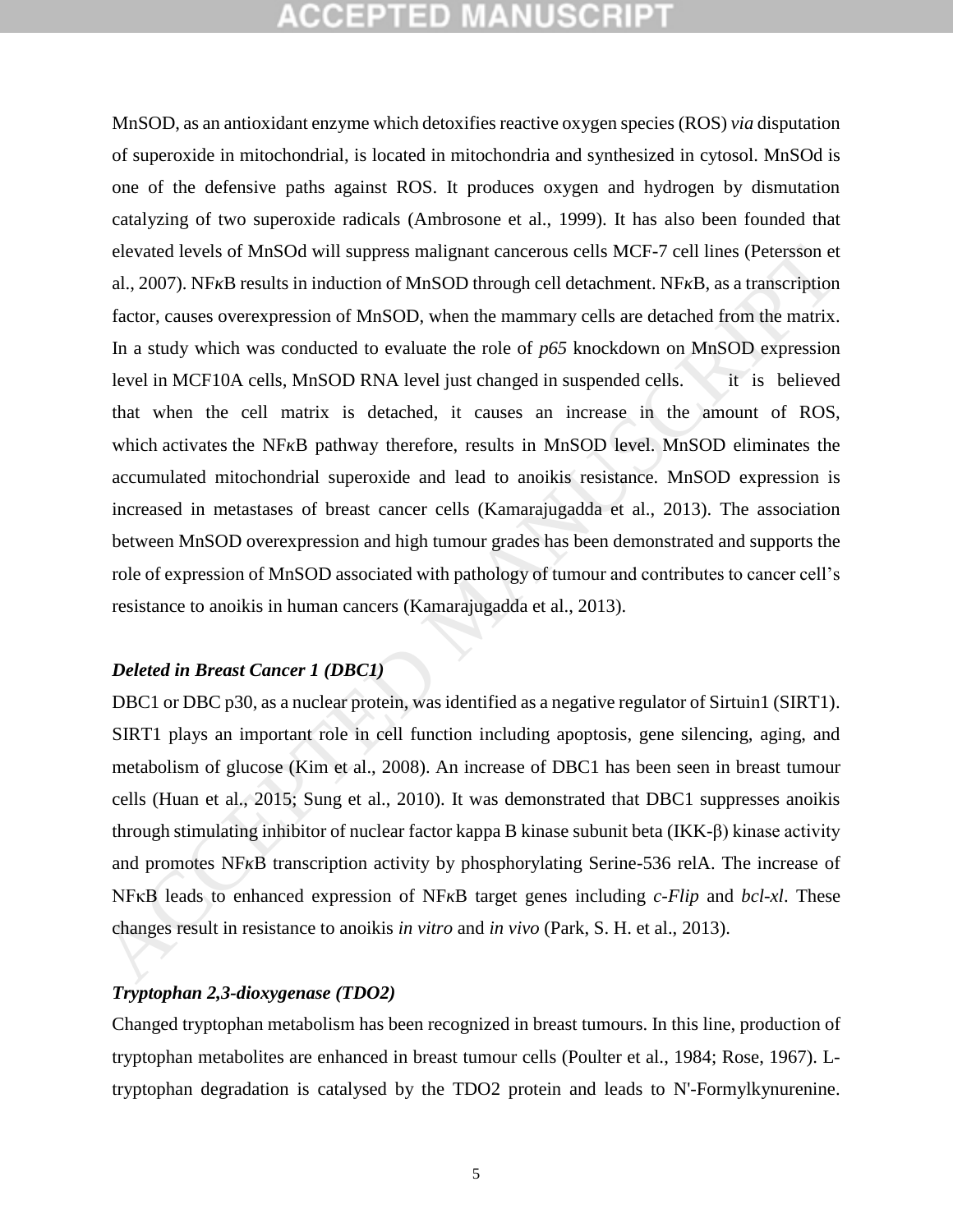MnSOD, as an antioxidant enzyme which detoxifies reactive oxygen species (ROS) *via* disputation of superoxide in mitochondrial, is located in mitochondria and synthesized in cytosol. MnSOd is one of the defensive paths against ROS. It produces oxygen and hydrogen by dismutation catalyzing of two superoxide radicals (Ambrosone et al., 1999). It has also been founded that elevated levels of MnSOd will suppress malignant cancerous cells MCF-7 cell lines (Petersson et al., 2007). NFκB results in induction of MnSOD through cell detachment. NFκB, as a transcription factor, causes overexpression of MnSOD, when the mammary cells are detached from the matrix. In a study which was conducted to evaluate the role of *p65* knockdown on MnSOD expression level in MCF10A cells, MnSOD RNA level just changed in suspended cells. it is believed that when the cell matrix is detached, it causes an increase in the amount of ROS, which activates the NFκB pathway therefore, results in MnSOD level. MnSOD eliminates the accumulated mitochondrial superoxide and lead to anoikis resistance. MnSOD expression is increased in metastases of breast cancer cells (Kamarajugadda et al., 2013). The association between MnSOD overexpression and high tumour grades has been demonstrated and supports the role of expression of MnSOD associated with pathology of tumour and contributes to cancer cell's resistance to anoikis in human cancers (Kamarajugadda et al., 2013).

***Deleted in Breast Cancer 1 (DBC1)***

DBC1 or DBC p30, as a nuclear protein, was identified as a negative regulator of Sirtuin1 (SIRT1). SIRT1 plays an important role in cell function including apoptosis, gene silencing, aging, and metabolism of glucose (Kim et al., 2008). An increase of DBC1 has been seen in breast tumour cells (Huan et al., 2015; Sung et al., 2010). It was demonstrated that DBC1 suppresses anoikis through stimulating inhibitor of nuclear factor kappa B kinase subunit beta (IKK-β) kinase activity and promotes NFκB transcription activity by phosphorylating Serine-536 relA. The increase of NFκB leads to enhanced expression of NFκB target genes including *c-Flip* and *bcl-xl*. These changes result in resistance to anoikis *in vitro* and *in vivo* (Park, S. H. et al., 2013).

***Tryptophan 2,3-dioxygenase (TDO2)***

Changed tryptophan metabolism has been recognized in breast tumours. In this line, production of tryptophan metabolites are enhanced in breast tumour cells (Poulter et al., 1984; Rose, 1967). L-tryptophan degradation is catalysed by the TDO2 protein and leads to N'-Formylkynurenine.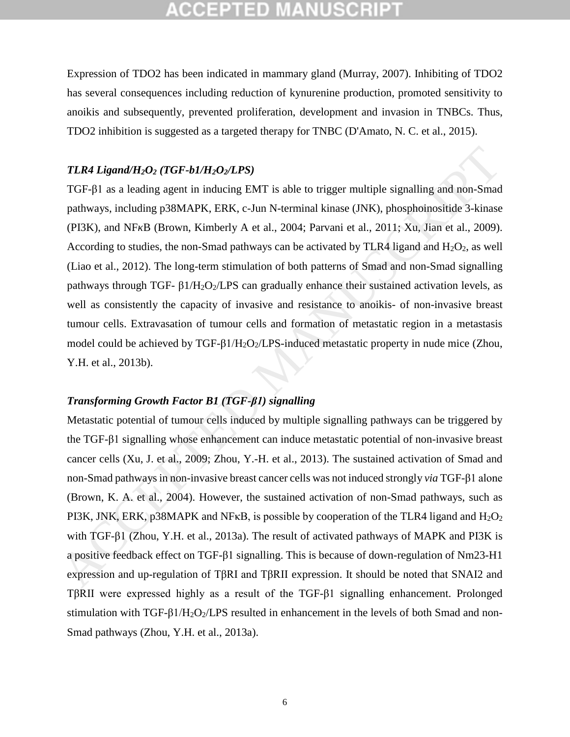Expression of TDO2 has been indicated in mammary gland (Murray, 2007). Inhibiting of TDO2 has several consequences including reduction of kynurenine production, promoted sensitivity to anoikis and subsequently, prevented proliferation, development and invasion in TNBCs. Thus, TDO2 inhibition is suggested as a targeted therapy for TNBC (D'Amato, N. C. et al., 2015).

***TLR4 Ligand/$H_2O_2$ (TGF-b1/$H_2O_2$/LPS)***

TGF-β1 as a leading agent in inducing EMT is able to trigger multiple signalling and non-Smad pathways, including p38MAPK, ERK, c-Jun N-terminal kinase (JNK), phosphoinositide 3-kinase (PI3K), and NF*κ*B (Brown, Kimberly A et al., 2004; Parvani et al., 2011; Xu, Jian et al., 2009). According to studies, the non-Smad pathways can be activated by TLR4 ligand and $H_2O_2$, as well (Liao et al., 2012). The long-term stimulation of both patterns of Smad and non-Smad signalling pathways through TGF- β1/$H_2O_2$/LPS can gradually enhance their sustained activation levels, as well as consistently the capacity of invasive and resistance to anoikis- of non-invasive breast tumour cells. Extravasation of tumour cells and formation of metastatic region in a metastasis model could be achieved by TGF-β1/$H_2O_2$/LPS-induced metastatic property in nude mice (Zhou, Y.H. et al., 2013b).

***Transforming Growth Factor B1 (TGF-β1) signalling***

Metastatic potential of tumour cells induced by multiple signalling pathways can be triggered by the TGF-β1 signalling whose enhancement can induce metastatic potential of non-invasive breast cancer cells (Xu, J. et al., 2009; Zhou, Y.-H. et al., 2013). The sustained activation of Smad and non-Smad pathways in non-invasive breast cancer cells was not induced strongly *via* TGF-β1 alone (Brown, K. A. et al., 2004). However, the sustained activation of non-Smad pathways, such as PI3K, JNK, ERK, p38MAPK and NFκB, is possible by cooperation of the TLR4 ligand and $H_2O_2$ with TGF-β1 (Zhou, Y.H. et al., 2013a). The result of activated pathways of MAPK and PI3K is a positive feedback effect on TGF-β1 signalling. This is because of down-regulation of Nm23-H1 expression and up-regulation of TβRI and TβRII expression. It should be noted that SNAI2 and TβRII were expressed highly as a result of the TGF-β1 signalling enhancement. Prolonged stimulation with TGF-β1/$H_2O_2$/LPS resulted in enhancement in the levels of both Smad and non-Smad pathways (Zhou, Y.H. et al., 2013a).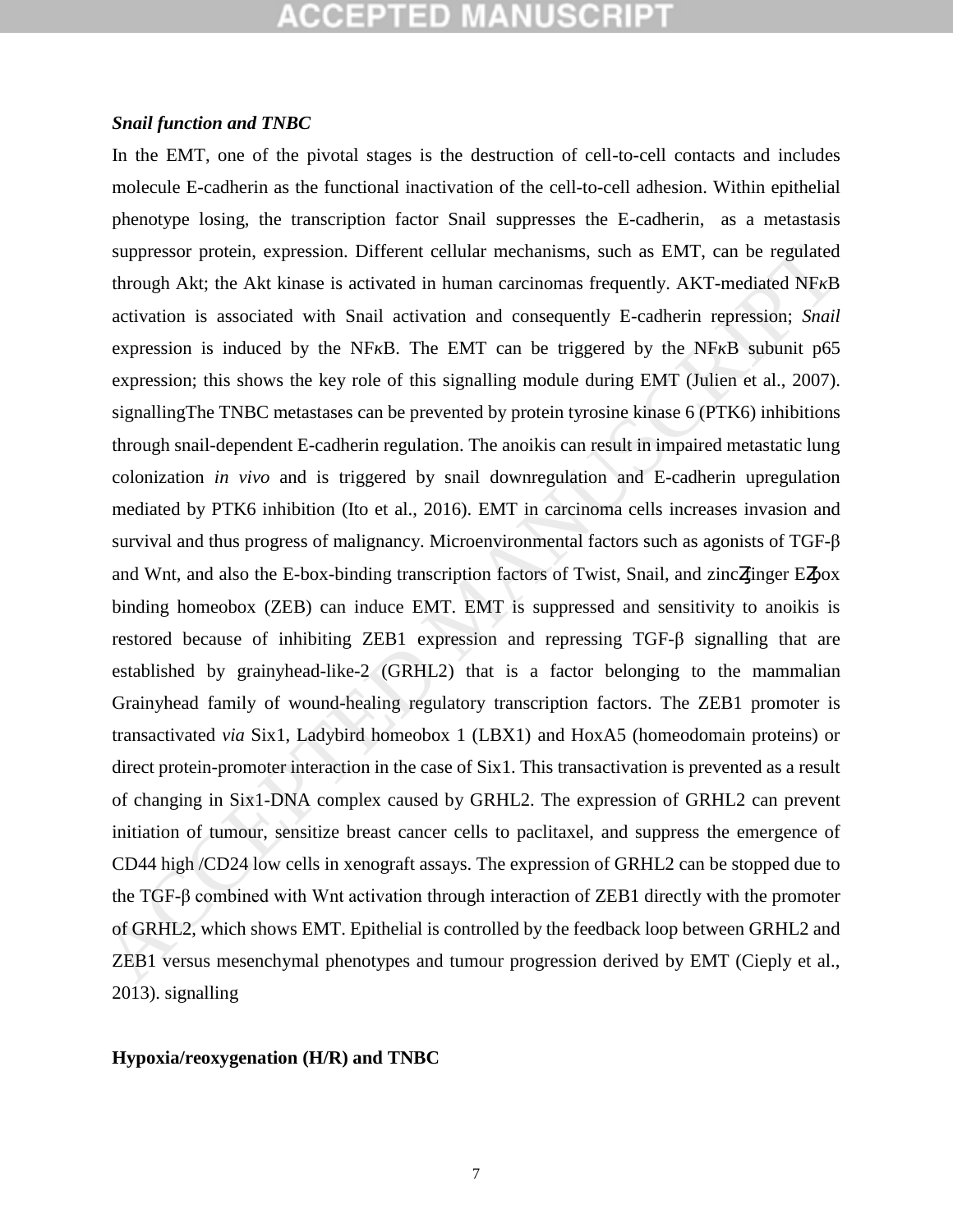***Snail function and TNBC***

In the EMT, one of the pivotal stages is the destruction of cell-to-cell contacts and includes molecule E-cadherin as the functional inactivation of the cell-to-cell adhesion. Within epithelial phenotype losing, the transcription factor Snail suppresses the E-cadherin,  as a metastasis suppressor protein, expression. Different cellular mechanisms, such as EMT, can be regulated through Akt; the Akt kinase is activated in human carcinomas frequently. AKT-mediated NFκB activation is associated with Snail activation and consequently E-cadherin repression; *Snail* expression is induced by the NFκB. The EMT can be triggered by the NFκB subunit p65 expression; this shows the key role of this signalling module during EMT (Julien et al., 2007). signallingThe TNBC metastases can be prevented by protein tyrosine kinase 6 (PTK6) inhibitions through snail-dependent E-cadherin regulation. The anoikis can result in impaired metastatic lung colonization *in vivo* and is triggered by snail downregulation and E-cadherin upregulation mediated by PTK6 inhibition (Ito et al., 2016). EMT in carcinoma cells increases invasion and survival and thus progress of malignancy. Microenvironmental factors such as agonists of TGF-β and Wnt, and also the E-box-binding transcription factors of Twist, Snail, and zinc finger E-box binding homeobox (ZEB) can induce EMT. EMT is suppressed and sensitivity to anoikis is restored because of inhibiting ZEB1 expression and repressing TGF-β signalling that are established by grainyhead-like-2 (GRHL2) that is a factor belonging to the mammalian Grainyhead family of wound-healing regulatory transcription factors. The ZEB1 promoter is transactivated *via* Six1, Ladybird homeobox 1 (LBX1) and HoxA5 (homeodomain proteins) or direct protein-promoter interaction in the case of Six1. This transactivation is prevented as a result of changing in Six1-DNA complex caused by GRHL2. The expression of GRHL2 can prevent initiation of tumour, sensitize breast cancer cells to paclitaxel, and suppress the emergence of CD44 high /CD24 low cells in xenograft assays. The expression of GRHL2 can be stopped due to the TGF-β combined with Wnt activation through interaction of ZEB1 directly with the promoter of GRHL2, which shows EMT. Epithelial is controlled by the feedback loop between GRHL2 and ZEB1 versus mesenchymal phenotypes and tumour progression derived by EMT (Cieply et al., 2013). signalling

**Hypoxia/reoxygenation (H/R) and TNBC**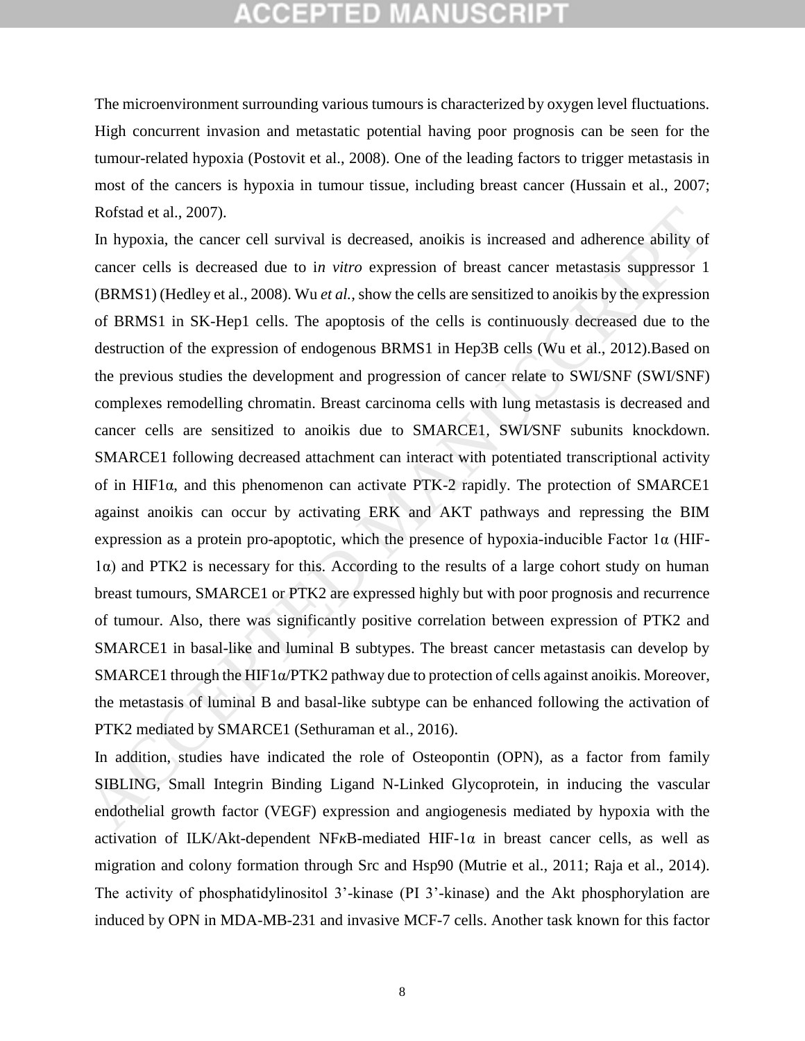The microenvironment surrounding various tumours is characterized by oxygen level fluctuations. High concurrent invasion and metastatic potential having poor prognosis can be seen for the tumour-related hypoxia (Postovit et al., 2008). One of the leading factors to trigger metastasis in most of the cancers is hypoxia in tumour tissue, including breast cancer (Hussain et al., 2007; Rofstad et al., 2007).

In hypoxia, the cancer cell survival is decreased, anoikis is increased and adherence ability of cancer cells is decreased due to i*n vitro* expression of breast cancer metastasis suppressor 1 (BRMS1) (Hedley et al., 2008). Wu *et al.,* show the cells are sensitized to anoikis by the expression of BRMS1 in SK-Hep1 cells. The apoptosis of the cells is continuously decreased due to the destruction of the expression of endogenous BRMS1 in Hep3B cells (Wu et al., 2012).Based on the previous studies the development and progression of cancer relate to SWI/SNF (SWI/SNF) complexes remodelling chromatin. Breast carcinoma cells with lung metastasis is decreased and cancer cells are sensitized to anoikis due to SMARCE1, SWI/SNF subunits knockdown. SMARCE1 following decreased attachment can interact with potentiated transcriptional activity of in HIF1α, and this phenomenon can activate PTK-2 rapidly. The protection of SMARCE1 against anoikis can occur by activating ERK and AKT pathways and repressing the BIM expression as a protein pro-apoptotic, which the presence of hypoxia-inducible Factor 1α (HIF-1α) and PTK2 is necessary for this. According to the results of a large cohort study on human breast tumours, SMARCE1 or PTK2 are expressed highly but with poor prognosis and recurrence of tumour. Also, there was significantly positive correlation between expression of PTK2 and SMARCE1 in basal-like and luminal B subtypes. The breast cancer metastasis can develop by SMARCE1 through the HIF1α/PTK2 pathway due to protection of cells against anoikis. Moreover, the metastasis of luminal B and basal-like subtype can be enhanced following the activation of PTK2 mediated by SMARCE1 (Sethuraman et al., 2016).

In addition, studies have indicated the role of Osteopontin (OPN), as a factor from family SIBLING, Small Integrin Binding Ligand N-Linked Glycoprotein, in inducing the vascular endothelial growth factor (VEGF) expression and angiogenesis mediated by hypoxia with the activation of ILK/Akt-dependent NF*κ*B-mediated HIF-1α in breast cancer cells, as well as migration and colony formation through Src and Hsp90 (Mutrie et al., 2011; Raja et al., 2014). The activity of phosphatidylinositol 3'-kinase (PI 3'-kinase) and the Akt phosphorylation are induced by OPN in MDA-MB-231 and invasive MCF-7 cells. Another task known for this factor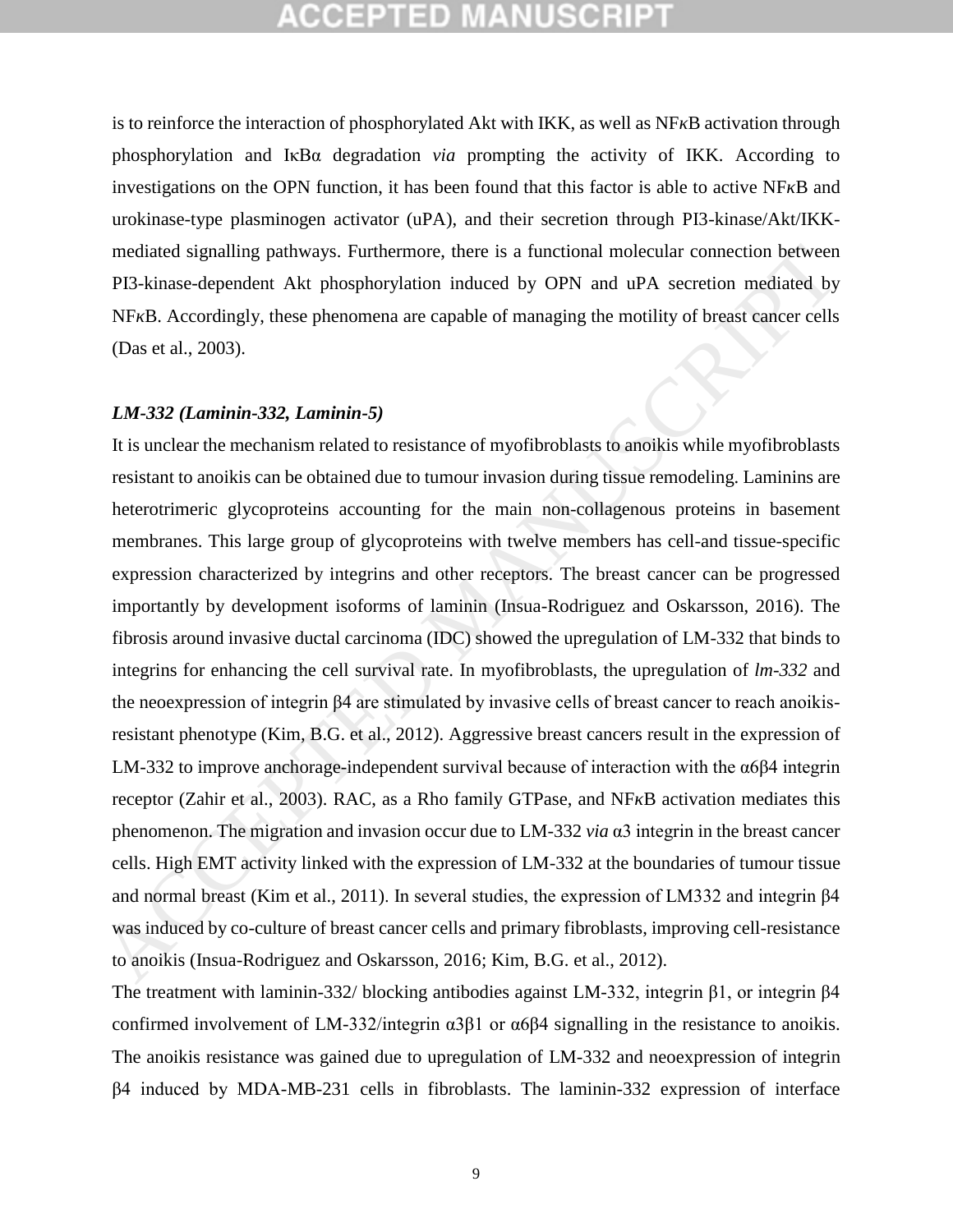is to reinforce the interaction of phosphorylated Akt with IKK, as well as NFκB activation through phosphorylation and IκBα degradation *via* prompting the activity of IKK. According to investigations on the OPN function, it has been found that this factor is able to active NFκB and urokinase-type plasminogen activator (uPA), and their secretion through PI3-kinase/Akt/IKK-mediated signalling pathways. Furthermore, there is a functional molecular connection between PI3-kinase-dependent Akt phosphorylation induced by OPN and uPA secretion mediated by NFκB. Accordingly, these phenomena are capable of managing the motility of breast cancer cells (Das et al., 2003).

***LM-332 (Laminin-332, Laminin-5)***

It is unclear the mechanism related to resistance of myofibroblasts to anoikis while myofibroblasts resistant to anoikis can be obtained due to tumour invasion during tissue remodeling. Laminins are heterotrimeric glycoproteins accounting for the main non-collagenous proteins in basement membranes. This large group of glycoproteins with twelve members has cell-and tissue-specific expression characterized by integrins and other receptors. The breast cancer can be progressed importantly by development isoforms of laminin (Insua-Rodriguez and Oskarsson, 2016). The fibrosis around invasive ductal carcinoma (IDC) showed the upregulation of LM-332 that binds to integrins for enhancing the cell survival rate. In myofibroblasts, the upregulation of *lm-332* and the neoexpression of integrin β4 are stimulated by invasive cells of breast cancer to reach anoikis-resistant phenotype (Kim, B.G. et al., 2012). Aggressive breast cancers result in the expression of LM-332 to improve anchorage-independent survival because of interaction with the α6β4 integrin receptor (Zahir et al., 2003). RAC, as a Rho family GTPase, and NFκB activation mediates this phenomenon. The migration and invasion occur due to LM-332 *via* α3 integrin in the breast cancer cells. High EMT activity linked with the expression of LM-332 at the boundaries of tumour tissue and normal breast (Kim et al., 2011). In several studies, the expression of LM332 and integrin β4 was induced by co-culture of breast cancer cells and primary fibroblasts, improving cell-resistance to anoikis (Insua-Rodriguez and Oskarsson, 2016; Kim, B.G. et al., 2012).

The treatment with laminin-332/ blocking antibodies against LM-332, integrin β1, or integrin β4 confirmed involvement of LM-332/integrin α3β1 or α6β4 signalling in the resistance to anoikis. The anoikis resistance was gained due to upregulation of LM-332 and neoexpression of integrin β4 induced by MDA-MB-231 cells in fibroblasts. The laminin-332 expression of interface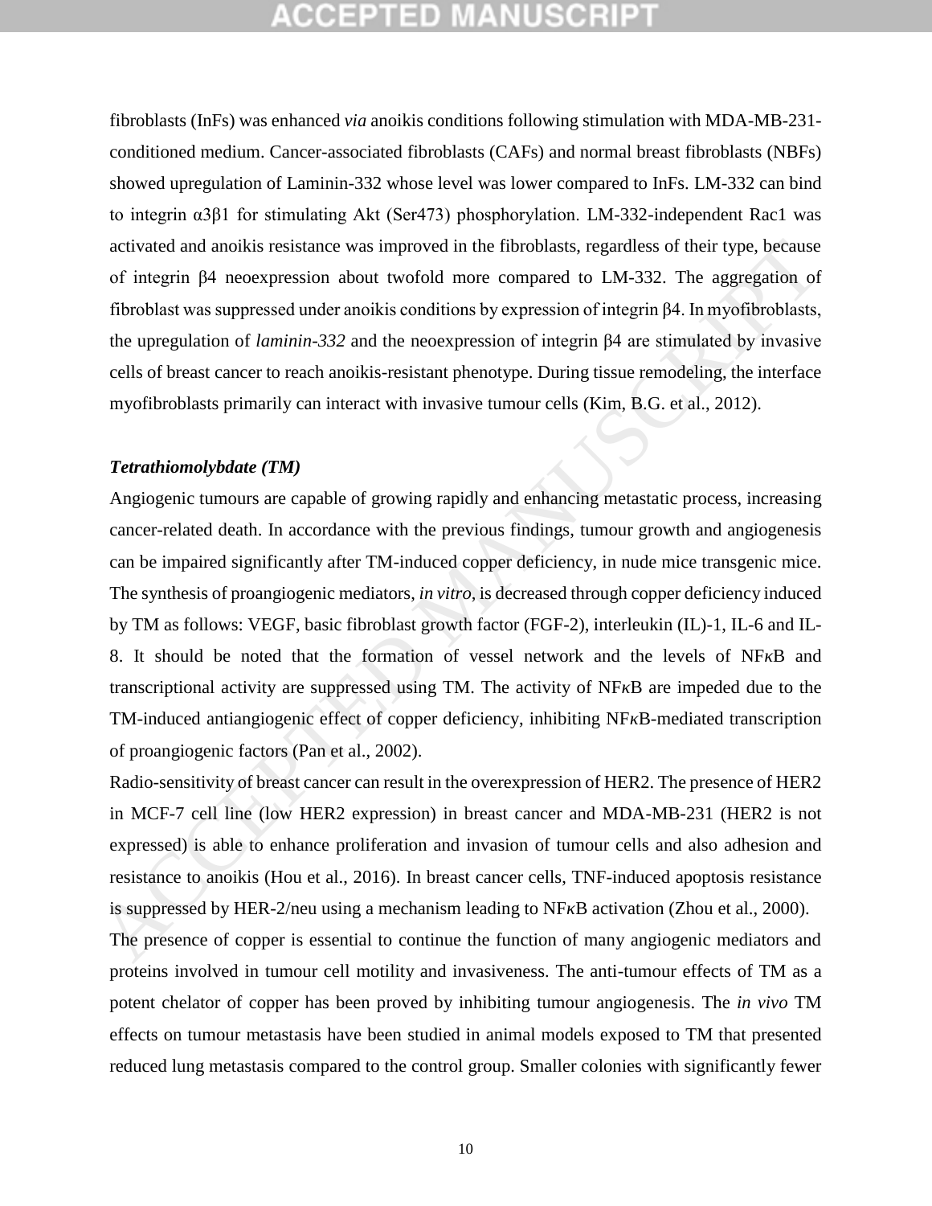fibroblasts (InFs) was enhanced *via* anoikis conditions following stimulation with MDA-MB-231-conditioned medium. Cancer-associated fibroblasts (CAFs) and normal breast fibroblasts (NBFs) showed upregulation of Laminin-332 whose level was lower compared to InFs. LM-332 can bind to integrin α3β1 for stimulating Akt (Ser473) phosphorylation. LM-332-independent Rac1 was activated and anoikis resistance was improved in the fibroblasts, regardless of their type, because of integrin β4 neoexpression about twofold more compared to LM-332. The aggregation of fibroblast was suppressed under anoikis conditions by expression of integrin β4. In myofibroblasts, the upregulation of *laminin-332* and the neoexpression of integrin β4 are stimulated by invasive cells of breast cancer to reach anoikis-resistant phenotype. During tissue remodeling, the interface myofibroblasts primarily can interact with invasive tumour cells (Kim, B.G. et al., 2012).

***Tetrathiomolybdate (TM)***

Angiogenic tumours are capable of growing rapidly and enhancing metastatic process, increasing cancer-related death. In accordance with the previous findings, tumour growth and angiogenesis can be impaired significantly after TM-induced copper deficiency, in nude mice transgenic mice. The synthesis of proangiogenic mediators, *in vitro*, is decreased through copper deficiency induced by TM as follows: VEGF, basic fibroblast growth factor (FGF-2), interleukin (IL)-1, IL-6 and IL-8. It should be noted that the formation of vessel network and the levels of NF*κ*B and transcriptional activity are suppressed using TM. The activity of NF*κ*B are impeded due to the TM-induced antiangiogenic effect of copper deficiency, inhibiting NF*κ*B-mediated transcription of proangiogenic factors (Pan et al., 2002).

Radio-sensitivity of breast cancer can result in the overexpression of HER2. The presence of HER2 in MCF-7 cell line (low HER2 expression) in breast cancer and MDA-MB-231 (HER2 is not expressed) is able to enhance proliferation and invasion of tumour cells and also adhesion and resistance to anoikis (Hou et al., 2016). In breast cancer cells, TNF-induced apoptosis resistance is suppressed by HER-2/neu using a mechanism leading to NF*κ*B activation (Zhou et al., 2000).

The presence of copper is essential to continue the function of many angiogenic mediators and proteins involved in tumour cell motility and invasiveness. The anti-tumour effects of TM as a potent chelator of copper has been proved by inhibiting tumour angiogenesis. The *in vivo* TM effects on tumour metastasis have been studied in animal models exposed to TM that presented reduced lung metastasis compared to the control group. Smaller colonies with significantly fewer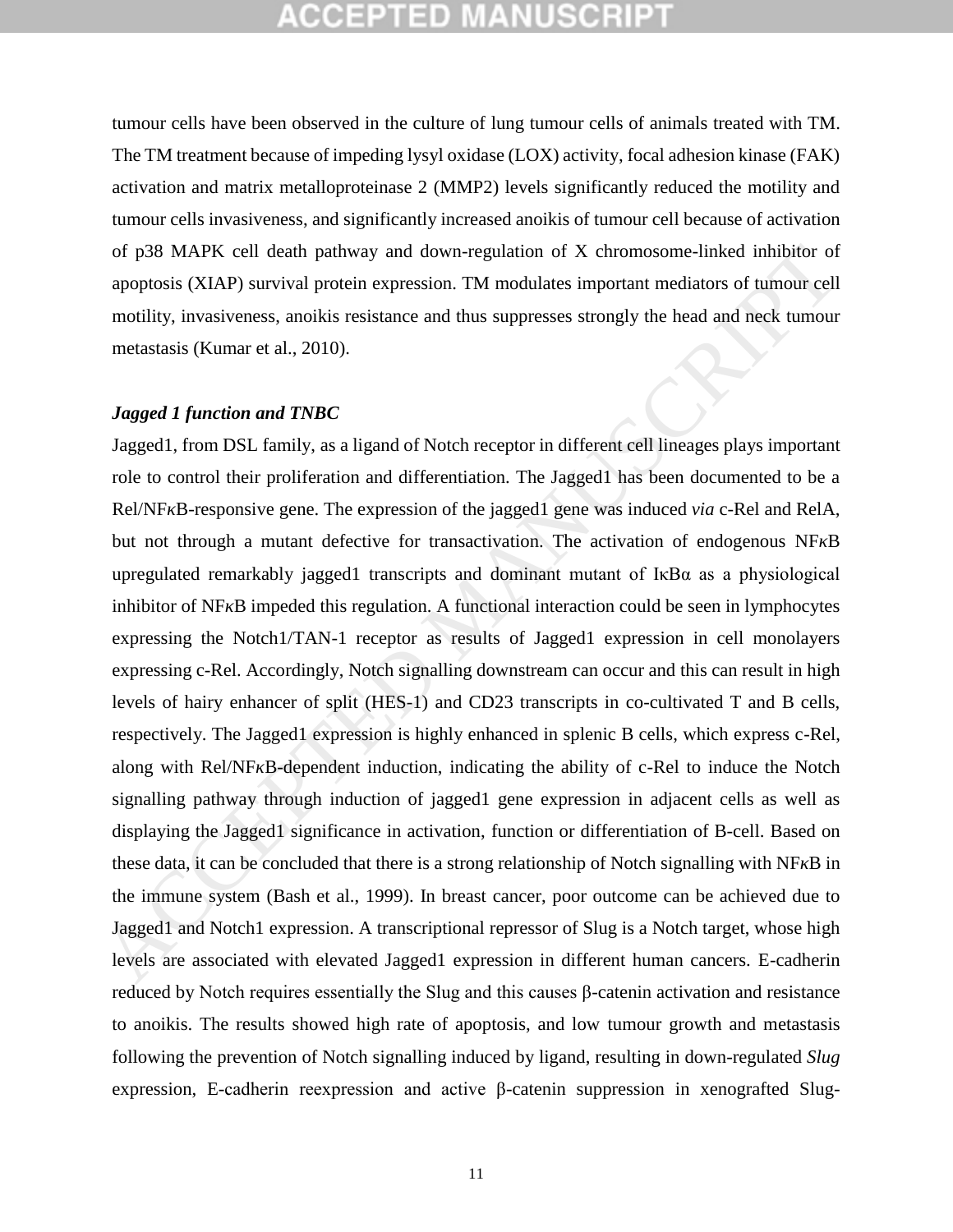tumour cells have been observed in the culture of lung tumour cells of animals treated with TM. The TM treatment because of impeding lysyl oxidase (LOX) activity, focal adhesion kinase (FAK) activation and matrix metalloproteinase 2 (MMP2) levels significantly reduced the motility and tumour cells invasiveness, and significantly increased anoikis of tumour cell because of activation of p38 MAPK cell death pathway and down-regulation of X chromosome-linked inhibitor of apoptosis (XIAP) survival protein expression. TM modulates important mediators of tumour cell motility, invasiveness, anoikis resistance and thus suppresses strongly the head and neck tumour metastasis (Kumar et al., 2010).

***Jagged 1 function and TNBC***

Jagged1, from DSL family, as a ligand of Notch receptor in different cell lineages plays important role to control their proliferation and differentiation. The Jagged1 has been documented to be a Rel/NFκB-responsive gene. The expression of the jagged1 gene was induced *via* c-Rel and RelA, but not through a mutant defective for transactivation. The activation of endogenous NFκB upregulated remarkably jagged1 transcripts and dominant mutant of IκBα as a physiological inhibitor of NFκB impeded this regulation. A functional interaction could be seen in lymphocytes expressing the Notch1/TAN-1 receptor as results of Jagged1 expression in cell monolayers expressing c-Rel. Accordingly, Notch signalling downstream can occur and this can result in high levels of hairy enhancer of split (HES-1) and CD23 transcripts in co-cultivated T and B cells, respectively. The Jagged1 expression is highly enhanced in splenic B cells, which express c-Rel, along with Rel/NFκB-dependent induction, indicating the ability of c-Rel to induce the Notch signalling pathway through induction of jagged1 gene expression in adjacent cells as well as displaying the Jagged1 significance in activation, function or differentiation of B-cell. Based on these data, it can be concluded that there is a strong relationship of Notch signalling with NFκB in the immune system (Bash et al., 1999). In breast cancer, poor outcome can be achieved due to Jagged1 and Notch1 expression. A transcriptional repressor of Slug is a Notch target, whose high levels are associated with elevated Jagged1 expression in different human cancers. E-cadherin reduced by Notch requires essentially the Slug and this causes β-catenin activation and resistance to anoikis. The results showed high rate of apoptosis, and low tumour growth and metastasis following the prevention of Notch signalling induced by ligand, resulting in down-regulated *Slug* expression, E-cadherin reexpression and active β-catenin suppression in xenografted Slug-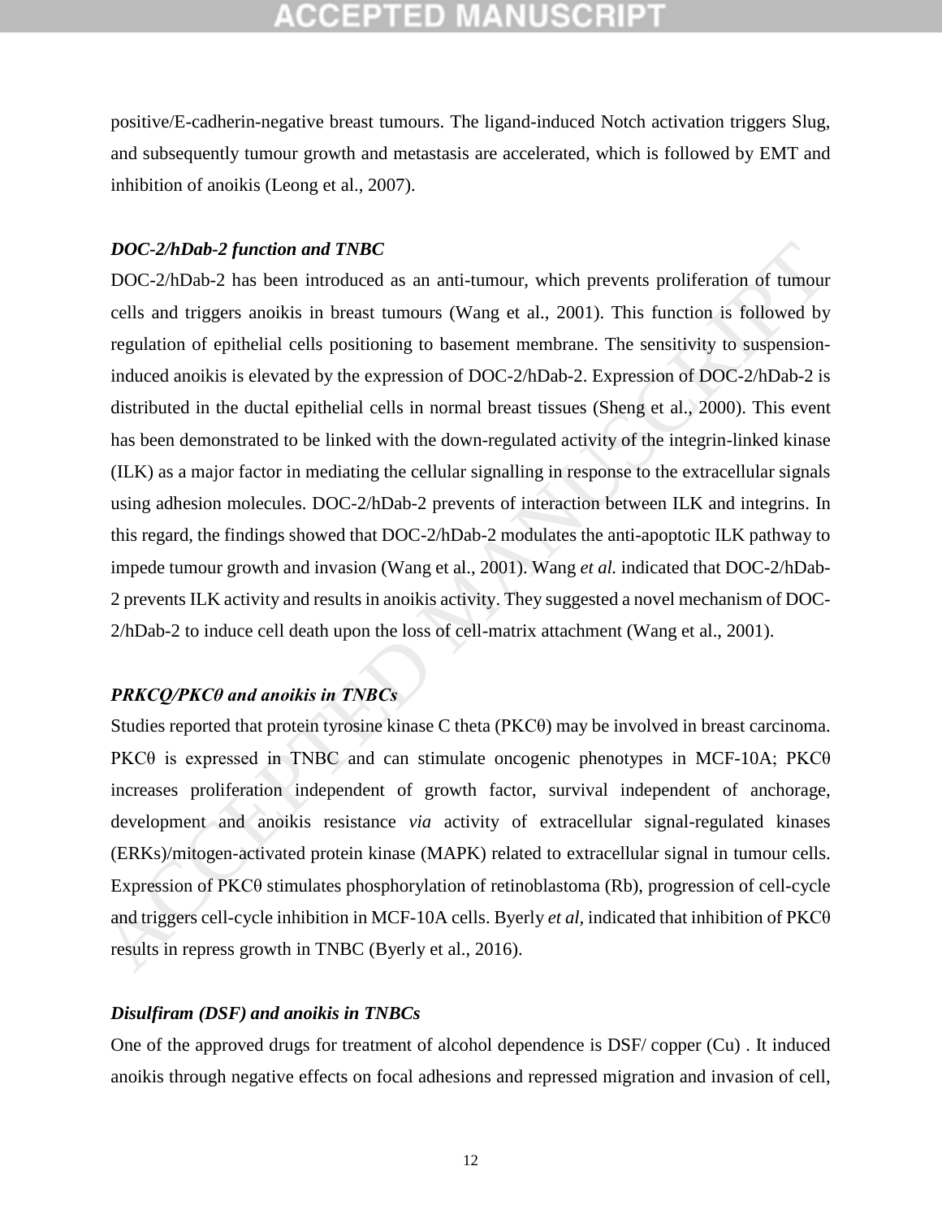positive/E-cadherin-negative breast tumours. The ligand-induced Notch activation triggers Slug, and subsequently tumour growth and metastasis are accelerated, which is followed by EMT and inhibition of anoikis (Leong et al., 2007).

***DOC-2/hDab-2 function and TNBC***

DOC-2/hDab-2 has been introduced as an anti-tumour, which prevents proliferation of tumour cells and triggers anoikis in breast tumours (Wang et al., 2001). This function is followed by regulation of epithelial cells positioning to basement membrane. The sensitivity to suspension-induced anoikis is elevated by the expression of DOC-2/hDab-2. Expression of DOC-2/hDab-2 is distributed in the ductal epithelial cells in normal breast tissues (Sheng et al., 2000). This event has been demonstrated to be linked with the down-regulated activity of the integrin-linked kinase (ILK) as a major factor in mediating the cellular signalling in response to the extracellular signals using adhesion molecules. DOC-2/hDab-2 prevents of interaction between ILK and integrins. In this regard, the findings showed that DOC-2/hDab-2 modulates the anti-apoptotic ILK pathway to impede tumour growth and invasion (Wang et al., 2001). Wang *et al.* indicated that DOC-2/hDab-2 prevents ILK activity and results in anoikis activity. They suggested a novel mechanism of DOC-2/hDab-2 to induce cell death upon the loss of cell-matrix attachment (Wang et al., 2001).

***PRKCQ/PKCθ and anoikis in TNBCs***

Studies reported that protein tyrosine kinase C theta (PKCθ) may be involved in breast carcinoma. PKCθ is expressed in TNBC and can stimulate oncogenic phenotypes in MCF-10A; PKCθ increases proliferation independent of growth factor, survival independent of anchorage, development and anoikis resistance *via* activity of extracellular signal-regulated kinases (ERKs)/mitogen-activated protein kinase (MAPK) related to extracellular signal in tumour cells. Expression of PKCθ stimulates phosphorylation of retinoblastoma (Rb), progression of cell-cycle and triggers cell-cycle inhibition in MCF-10A cells. Byerly *et al*, indicated that inhibition of PKCθ results in repress growth in TNBC (Byerly et al., 2016).

***Disulfiram (DSF) and anoikis in TNBCs***

One of the approved drugs for treatment of alcohol dependence is DSF/ copper (Cu) . It induced anoikis through negative effects on focal adhesions and repressed migration and invasion of cell,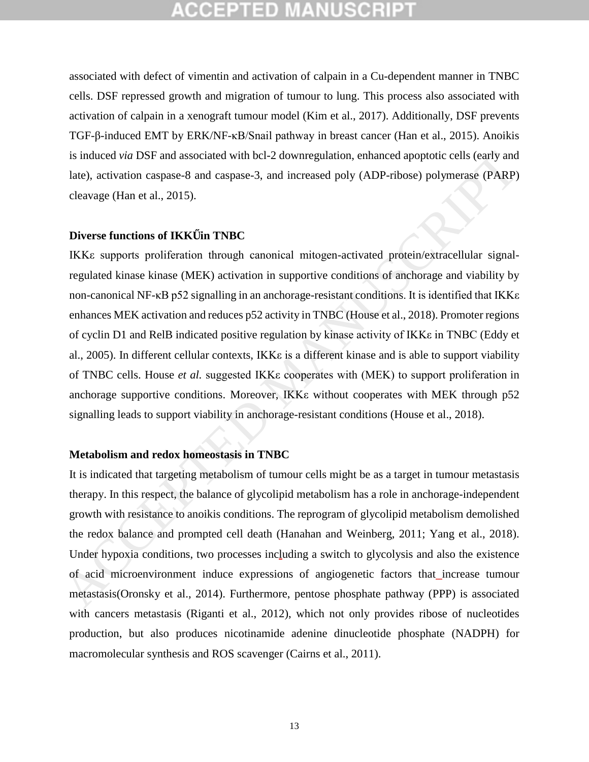associated with defect of vimentin and activation of calpain in a Cu-dependent manner in TNBC cells. DSF repressed growth and migration of tumour to lung. This process also associated with activation of calpain in a xenograft tumour model (Kim et al., 2017). Additionally, DSF prevents TGF-β-induced EMT by ERK/NF-κB/Snail pathway in breast cancer (Han et al., 2015). Anoikis is induced *via* DSF and associated with bcl-2 downregulation, enhanced apoptotic cells (early and late), activation caspase-8 and caspase-3, and increased poly (ADP-ribose) polymerase (PARP) cleavage (Han et al., 2015).

**Diverse functions of IKKŰin TNBC**

IKKε supports proliferation through canonical mitogen-activated protein/extracellular signal-regulated kinase kinase (MEK) activation in supportive conditions of anchorage and viability by non-canonical NF-κB p52 signalling in an anchorage-resistant conditions. It is identified that IKKε enhances MEK activation and reduces p52 activity in TNBC (House et al., 2018). Promoter regions of cyclin D1 and RelB indicated positive regulation by kinase activity of IKKε in TNBC (Eddy et al., 2005). In different cellular contexts, IKKε is a different kinase and is able to support viability of TNBC cells. House *et al.* suggested IKKε cooperates with (MEK) to support proliferation in anchorage supportive conditions. Moreover, IKKε without cooperates with MEK through p52 signalling leads to support viability in anchorage-resistant conditions (House et al., 2018).

**Metabolism and redox homeostasis in TNBC**

It is indicated that targeting metabolism of tumour cells might be as a target in tumour metastasis therapy. In this respect, the balance of glycolipid metabolism has a role in anchorage-independent growth with resistance to anoikis conditions. The reprogram of glycolipid metabolism demolished the redox balance and prompted cell death (Hanahan and Weinberg, 2011; Yang et al., 2018). Under hypoxia conditions, two processes including a switch to glycolysis and also the existence of acid microenvironment induce expressions of angiogenetic factors that increase tumour metastasis(Oronsky et al., 2014). Furthermore, pentose phosphate pathway (PPP) is associated with cancers metastasis (Riganti et al., 2012), which not only provides ribose of nucleotides production, but also produces nicotinamide adenine dinucleotide phosphate (NADPH) for macromolecular synthesis and ROS scavenger (Cairns et al., 2011).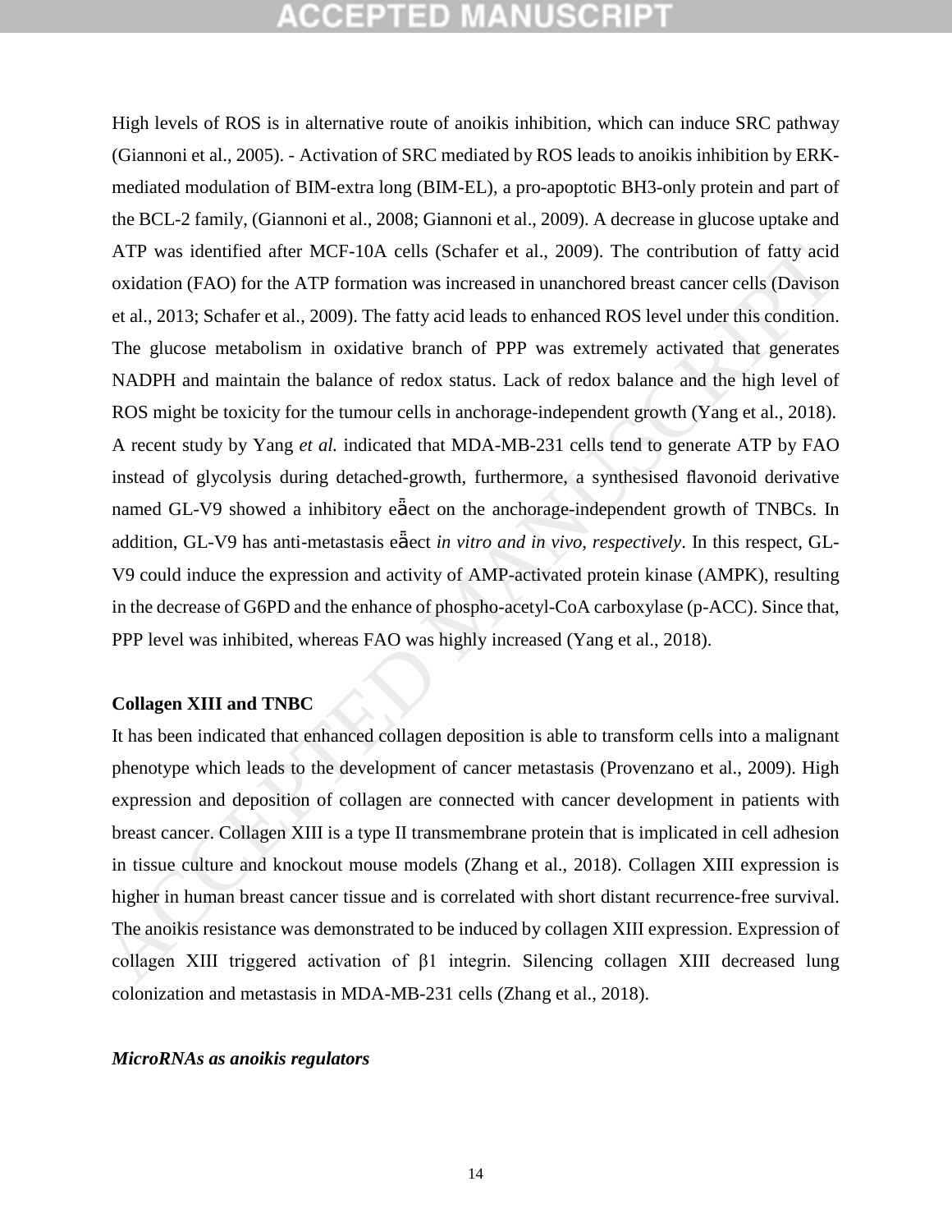High levels of ROS is in alternative route of anoikis inhibition, which can induce SRC pathway (Giannoni et al., 2005). - Activation of SRC mediated by ROS leads to anoikis inhibition by ERK-mediated modulation of BIM-extra long (BIM-EL), a pro-apoptotic BH3-only protein and part of the BCL-2 family, (Giannoni et al., 2008; Giannoni et al., 2009). A decrease in glucose uptake and ATP was identified after MCF-10A cells (Schafer et al., 2009). The contribution of fatty acid oxidation (FAO) for the ATP formation was increased in unanchored breast cancer cells (Davison et al., 2013; Schafer et al., 2009). The fatty acid leads to enhanced ROS level under this condition. The glucose metabolism in oxidative branch of PPP was extremely activated that generates NADPH and maintain the balance of redox status. Lack of redox balance and the high level of ROS might be toxicity for the tumour cells in anchorage-independent growth (Yang et al., 2018). A recent study by Yang *et al.* indicated that MDA-MB-231 cells tend to generate ATP by FAO instead of glycolysis during detached-growth, furthermore, a synthesised flavonoid derivative named GL-V9 showed a inhibitory eﬀect on the anchorage-independent growth of TNBCs. In addition, GL-V9 has anti-metastasis eﬀect *in vitro and in vivo, respectively*. In this respect, GL-V9 could induce the expression and activity of AMP-activated protein kinase (AMPK), resulting in the decrease of G6PD and the enhance of phospho-acetyl-CoA carboxylase (p-ACC). Since that, PPP level was inhibited, whereas FAO was highly increased (Yang et al., 2018).

**Collagen XIII and TNBC**

It has been indicated that enhanced collagen deposition is able to transform cells into a malignant phenotype which leads to the development of cancer metastasis (Provenzano et al., 2009). High expression and deposition of collagen are connected with cancer development in patients with breast cancer. Collagen XIII is a type II transmembrane protein that is implicated in cell adhesion in tissue culture and knockout mouse models (Zhang et al., 2018). Collagen XIII expression is higher in human breast cancer tissue and is correlated with short distant recurrence-free survival. The anoikis resistance was demonstrated to be induced by collagen XIII expression. Expression of collagen XIII triggered activation of β1 integrin. Silencing collagen XIII decreased lung colonization and metastasis in MDA-MB-231 cells (Zhang et al., 2018).

***MicroRNAs as anoikis regulators***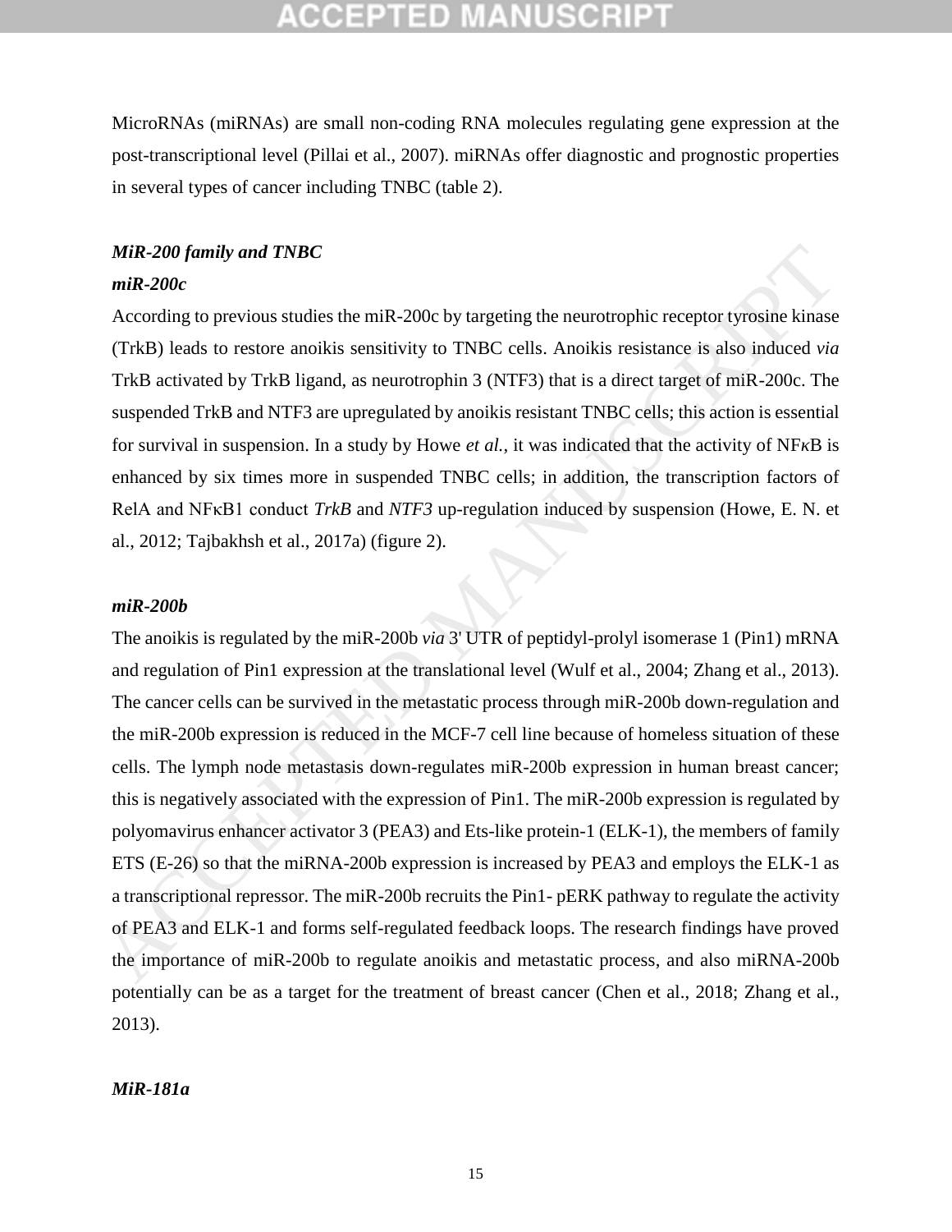MicroRNAs (miRNAs) are small non-coding RNA molecules regulating gene expression at the post-transcriptional level (Pillai et al., 2007). miRNAs offer diagnostic and prognostic properties in several types of cancer including TNBC (table 2).

### *MiR-200 family and TNBC*

#### *miR-200c*

According to previous studies the miR-200c by targeting the neurotrophic receptor tyrosine kinase (TrkB) leads to restore anoikis sensitivity to TNBC cells. Anoikis resistance is also induced *via* TrkB activated by TrkB ligand, as neurotrophin 3 (NTF3) that is a direct target of miR-200c. The suspended TrkB and NTF3 are upregulated by anoikis resistant TNBC cells; this action is essential for survival in suspension. In a study by Howe *et al.,* it was indicated that the activity of NFκB is enhanced by six times more in suspended TNBC cells; in addition, the transcription factors of RelA and NFκB1 conduct *TrkB* and *NTF3* up-regulation induced by suspension (Howe, E. N. et al., 2012; Tajbakhsh et al., 2017a) (figure 2).

#### *miR-200b*

The anoikis is regulated by the miR-200b *via* 3' UTR of peptidyl-prolyl isomerase 1 (Pin1) mRNA and regulation of Pin1 expression at the translational level (Wulf et al., 2004; Zhang et al., 2013). The cancer cells can be survived in the metastatic process through miR-200b down-regulation and the miR-200b expression is reduced in the MCF-7 cell line because of homeless situation of these cells. The lymph node metastasis down-regulates miR-200b expression in human breast cancer; this is negatively associated with the expression of Pin1. The miR-200b expression is regulated by polyomavirus enhancer activator 3 (PEA3) and Ets-like protein-1 (ELK-1), the members of family ETS (E-26) so that the miRNA-200b expression is increased by PEA3 and employs the ELK-1 as a transcriptional repressor. The miR-200b recruits the Pin1- pERK pathway to regulate the activity of PEA3 and ELK-1 and forms self-regulated feedback loops. The research findings have proved the importance of miR-200b to regulate anoikis and metastatic process, and also miRNA-200b potentially can be as a target for the treatment of breast cancer (Chen et al., 2018; Zhang et al., 2013).

### *MiR-181a*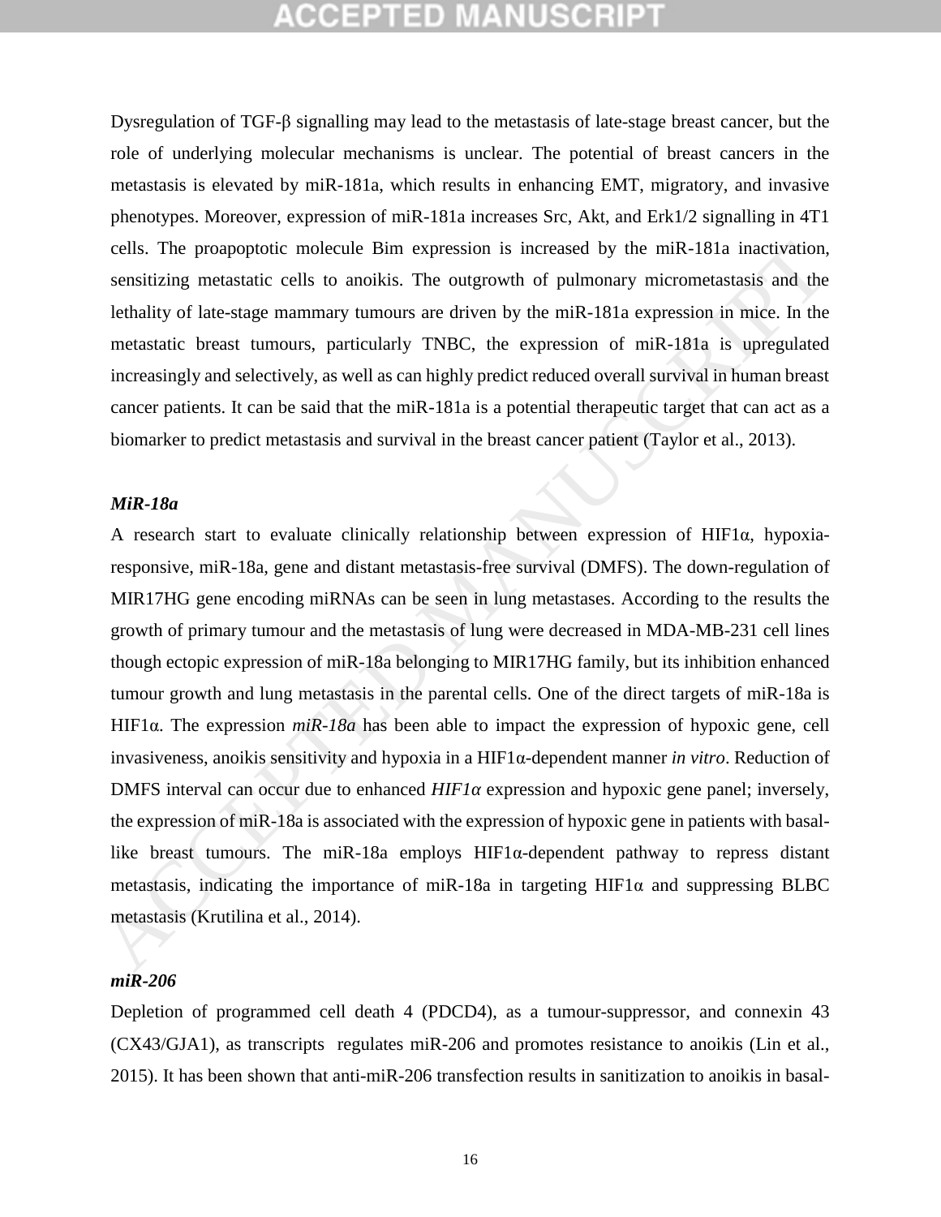Dysregulation of TGF-β signalling may lead to the metastasis of late-stage breast cancer, but the role of underlying molecular mechanisms is unclear. The potential of breast cancers in the metastasis is elevated by miR-181a, which results in enhancing EMT, migratory, and invasive phenotypes. Moreover, expression of miR-181a increases Src, Akt, and Erk1/2 signalling in 4T1 cells. The proapoptotic molecule Bim expression is increased by the miR-181a inactivation, sensitizing metastatic cells to anoikis. The outgrowth of pulmonary micrometastasis and the lethality of late-stage mammary tumours are driven by the miR-181a expression in mice. In the metastatic breast tumours, particularly TNBC, the expression of miR-181a is upregulated increasingly and selectively, as well as can highly predict reduced overall survival in human breast cancer patients. It can be said that the miR-181a is a potential therapeutic target that can act as a biomarker to predict metastasis and survival in the breast cancer patient (Taylor et al., 2013).

### *MiR-18a*

A research start to evaluate clinically relationship between expression of HIF1α, hypoxia-responsive, miR-18a, gene and distant metastasis-free survival (DMFS). The down-regulation of MIR17HG gene encoding miRNAs can be seen in lung metastases. According to the results the growth of primary tumour and the metastasis of lung were decreased in MDA-MB-231 cell lines though ectopic expression of miR-18a belonging to MIR17HG family, but its inhibition enhanced tumour growth and lung metastasis in the parental cells. One of the direct targets of miR-18a is HIF1α. The expression *miR-18a* has been able to impact the expression of hypoxic gene, cell invasiveness, anoikis sensitivity and hypoxia in a HIF1α-dependent manner *in vitro*. Reduction of DMFS interval can occur due to enhanced *HIF1α* expression and hypoxic gene panel; inversely, the expression of miR-18a is associated with the expression of hypoxic gene in patients with basal-like breast tumours. The miR-18a employs HIF1α-dependent pathway to repress distant metastasis, indicating the importance of miR-18a in targeting HIF1α and suppressing BLBC metastasis (Krutilina et al., 2014).

### *miR-206*

Depletion of programmed cell death 4 (PDCD4), as a tumour-suppressor, and connexin 43 (CX43/GJA1), as transcripts regulates miR-206 and promotes resistance to anoikis (Lin et al., 2015). It has been shown that anti-miR-206 transfection results in sanitization to anoikis in basal-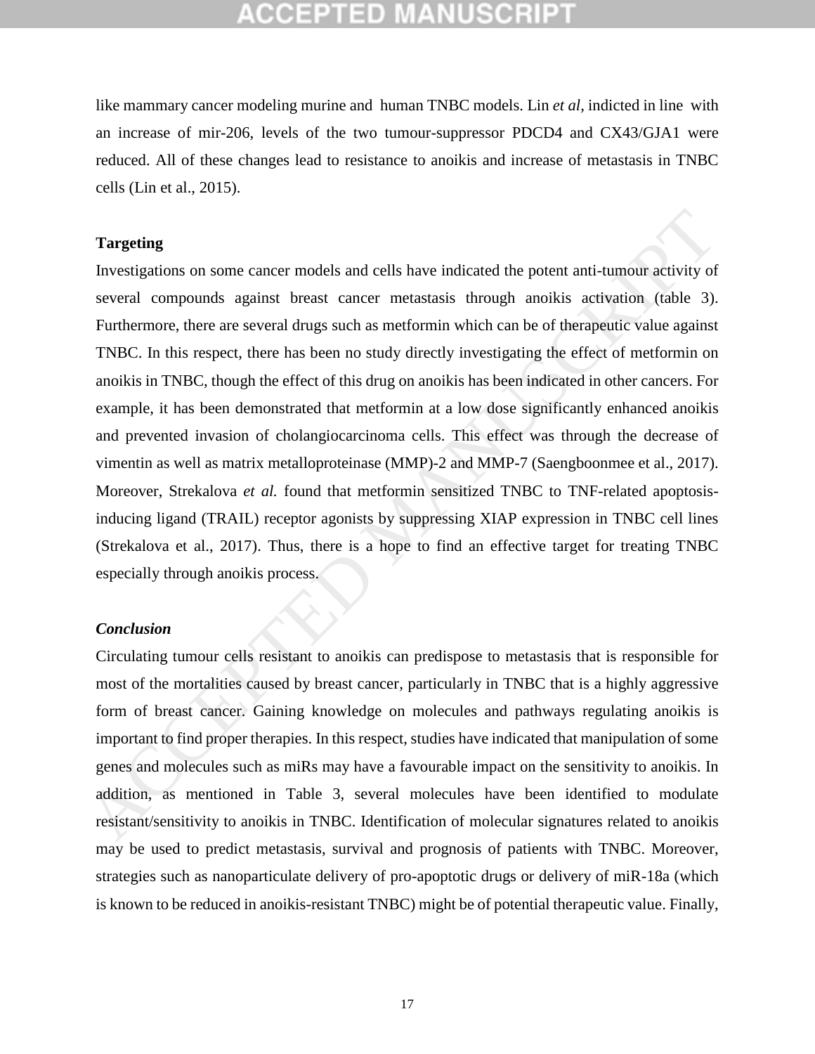like mammary cancer modeling murine and human TNBC models. Lin *et al,* indicted in line with an increase of mir-206, levels of the two tumour-suppressor PDCD4 and CX43/GJA1 were reduced. All of these changes lead to resistance to anoikis and increase of metastasis in TNBC cells (Lin et al., 2015).

**Targeting**

Investigations on some cancer models and cells have indicated the potent anti-tumour activity of several compounds against breast cancer metastasis through anoikis activation (table 3). Furthermore, there are several drugs such as metformin which can be of therapeutic value against TNBC. In this respect, there has been no study directly investigating the effect of metformin on anoikis in TNBC, though the effect of this drug on anoikis has been indicated in other cancers. For example, it has been demonstrated that metformin at a low dose significantly enhanced anoikis and prevented invasion of cholangiocarcinoma cells. This effect was through the decrease of vimentin as well as matrix metalloproteinase (MMP)-2 and MMP-7 (Saengboonmee et al., 2017). Moreover, Strekalova *et al.* found that metformin sensitized TNBC to TNF-related apoptosis-inducing ligand (TRAIL) receptor agonists by suppressing XIAP expression in TNBC cell lines (Strekalova et al., 2017). Thus, there is a hope to find an effective target for treating TNBC especially through anoikis process.

***Conclusion***

Circulating tumour cells resistant to anoikis can predispose to metastasis that is responsible for most of the mortalities caused by breast cancer, particularly in TNBC that is a highly aggressive form of breast cancer. Gaining knowledge on molecules and pathways regulating anoikis is important to find proper therapies. In this respect, studies have indicated that manipulation of some genes and molecules such as miRs may have a favourable impact on the sensitivity to anoikis. In addition, as mentioned in Table 3, several molecules have been identified to modulate resistant/sensitivity to anoikis in TNBC. Identification of molecular signatures related to anoikis may be used to predict metastasis, survival and prognosis of patients with TNBC. Moreover, strategies such as nanoparticulate delivery of pro-apoptotic drugs or delivery of miR-18a (which is known to be reduced in anoikis-resistant TNBC) might be of potential therapeutic value. Finally,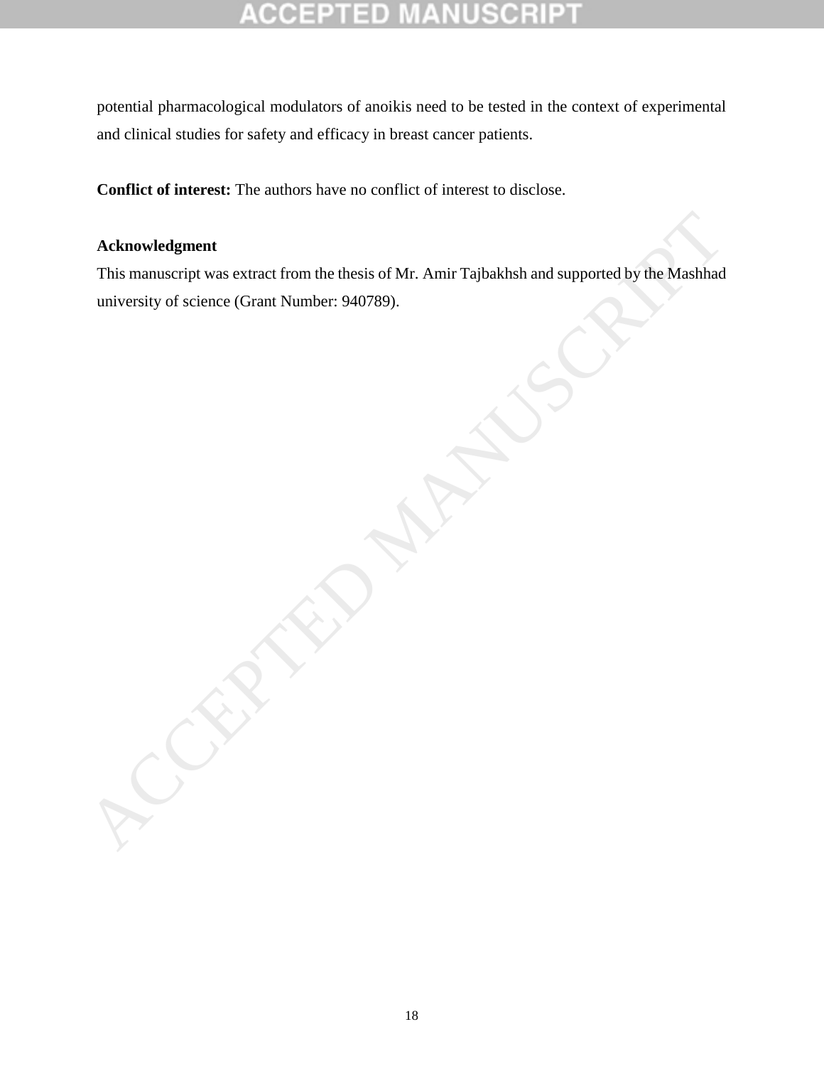potential pharmacological modulators of anoikis need to be tested in the context of experimental and clinical studies for safety and efficacy in breast cancer patients.

**Conflict of interest:** The authors have no conflict of interest to disclose.

**Acknowledgment**

This manuscript was extract from the thesis of Mr. Amir Tajbakhsh and supported by the Mashhad university of science (Grant Number: 940789).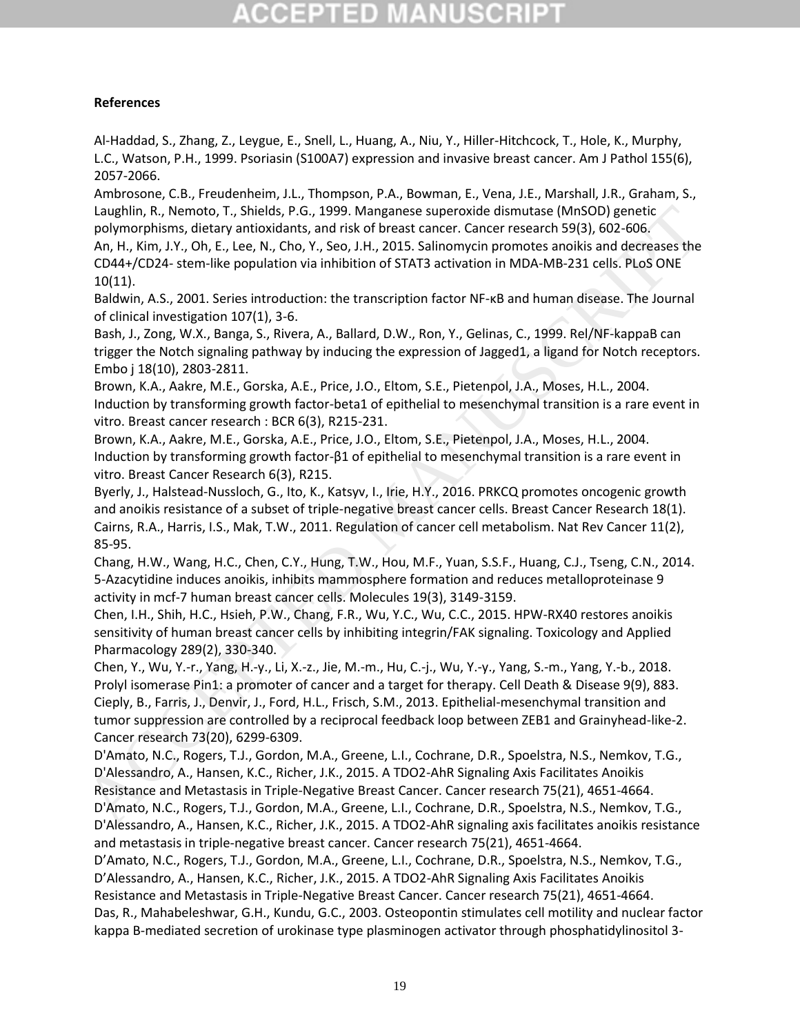**References**

Al-Haddad, S., Zhang, Z., Leygue, E., Snell, L., Huang, A., Niu, Y., Hiller-Hitchcock, T., Hole, K., Murphy, L.C., Watson, P.H., 1999. Psoriasin (S100A7) expression and invasive breast cancer. Am J Pathol 155(6), 2057-2066.

Ambrosone, C.B., Freudenheim, J.L., Thompson, P.A., Bowman, E., Vena, J.E., Marshall, J.R., Graham, S., Laughlin, R., Nemoto, T., Shields, P.G., 1999. Manganese superoxide dismutase (MnSOD) genetic polymorphisms, dietary antioxidants, and risk of breast cancer. Cancer research 59(3), 602-606.

An, H., Kim, J.Y., Oh, E., Lee, N., Cho, Y., Seo, J.H., 2015. Salinomycin promotes anoikis and decreases the CD44+/CD24- stem-like population via inhibition of STAT3 activation in MDA-MB-231 cells. PLoS ONE 10(11).

Baldwin, A.S., 2001. Series introduction: the transcription factor NF-κB and human disease. The Journal of clinical investigation 107(1), 3-6.

Bash, J., Zong, W.X., Banga, S., Rivera, A., Ballard, D.W., Ron, Y., Gelinas, C., 1999. Rel/NF-kappaB can trigger the Notch signaling pathway by inducing the expression of Jagged1, a ligand for Notch receptors. Embo j 18(10), 2803-2811.

Brown, K.A., Aakre, M.E., Gorska, A.E., Price, J.O., Eltom, S.E., Pietenpol, J.A., Moses, H.L., 2004. Induction by transforming growth factor-beta1 of epithelial to mesenchymal transition is a rare event in vitro. Breast cancer research : BCR 6(3), R215-231.

Brown, K.A., Aakre, M.E., Gorska, A.E., Price, J.O., Eltom, S.E., Pietenpol, J.A., Moses, H.L., 2004. Induction by transforming growth factor-β1 of epithelial to mesenchymal transition is a rare event in vitro. Breast Cancer Research 6(3), R215.

Byerly, J., Halstead-Nussloch, G., Ito, K., Katsyv, I., Irie, H.Y., 2016. PRKCQ promotes oncogenic growth and anoikis resistance of a subset of triple-negative breast cancer cells. Breast Cancer Research 18(1).

Cairns, R.A., Harris, I.S., Mak, T.W., 2011. Regulation of cancer cell metabolism. Nat Rev Cancer 11(2), 85-95.

Chang, H.W., Wang, H.C., Chen, C.Y., Hung, T.W., Hou, M.F., Yuan, S.S.F., Huang, C.J., Tseng, C.N., 2014. 5-Azacytidine induces anoikis, inhibits mammosphere formation and reduces metalloproteinase 9 activity in mcf-7 human breast cancer cells. Molecules 19(3), 3149-3159.

Chen, I.H., Shih, H.C., Hsieh, P.W., Chang, F.R., Wu, Y.C., Wu, C.C., 2015. HPW-RX40 restores anoikis sensitivity of human breast cancer cells by inhibiting integrin/FAK signaling. Toxicology and Applied Pharmacology 289(2), 330-340.

Chen, Y., Wu, Y.-r., Yang, H.-y., Li, X.-z., Jie, M.-m., Hu, C.-j., Wu, Y.-y., Yang, S.-m., Yang, Y.-b., 2018. Prolyl isomerase Pin1: a promoter of cancer and a target for therapy. Cell Death & Disease 9(9), 883.

Cieply, B., Farris, J., Denvir, J., Ford, H.L., Frisch, S.M., 2013. Epithelial-mesenchymal transition and tumor suppression are controlled by a reciprocal feedback loop between ZEB1 and Grainyhead-like-2. Cancer research 73(20), 6299-6309.

D'Amato, N.C., Rogers, T.J., Gordon, M.A., Greene, L.I., Cochrane, D.R., Spoelstra, N.S., Nemkov, T.G., D'Alessandro, A., Hansen, K.C., Richer, J.K., 2015. A TDO2-AhR Signaling Axis Facilitates Anoikis Resistance and Metastasis in Triple-Negative Breast Cancer. Cancer research 75(21), 4651-4664.

D'Amato, N.C., Rogers, T.J., Gordon, M.A., Greene, L.I., Cochrane, D.R., Spoelstra, N.S., Nemkov, T.G., D'Alessandro, A., Hansen, K.C., Richer, J.K., 2015. A TDO2-AhR signaling axis facilitates anoikis resistance and metastasis in triple-negative breast cancer. Cancer research 75(21), 4651-4664.

D'Amato, N.C., Rogers, T.J., Gordon, M.A., Greene, L.I., Cochrane, D.R., Spoelstra, N.S., Nemkov, T.G., D'Alessandro, A., Hansen, K.C., Richer, J.K., 2015. A TDO2-AhR Signaling Axis Facilitates Anoikis Resistance and Metastasis in Triple-Negative Breast Cancer. Cancer research 75(21), 4651-4664.

Das, R., Mahabeleshwar, G.H., Kundu, G.C., 2003. Osteopontin stimulates cell motility and nuclear factor kappa B-mediated secretion of urokinase type plasminogen activator through phosphatidylinositol 3-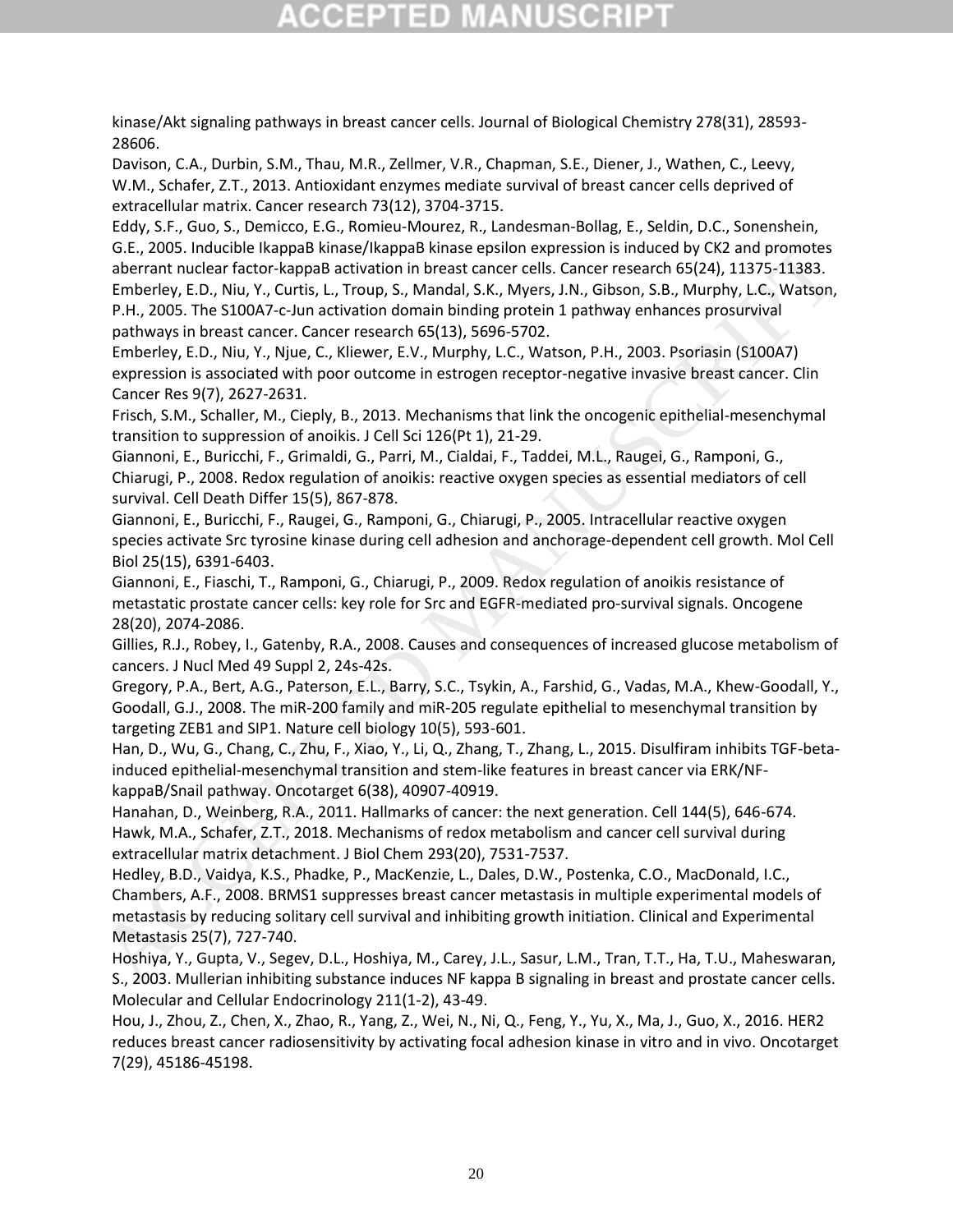kinase/Akt signaling pathways in breast cancer cells. Journal of Biological Chemistry 278(31), 28593-28606.

Davison, C.A., Durbin, S.M., Thau, M.R., Zellmer, V.R., Chapman, S.E., Diener, J., Wathen, C., Leevy, W.M., Schafer, Z.T., 2013. Antioxidant enzymes mediate survival of breast cancer cells deprived of extracellular matrix. Cancer research 73(12), 3704-3715.

Eddy, S.F., Guo, S., Demicco, E.G., Romieu-Mourez, R., Landesman-Bollag, E., Seldin, D.C., Sonenshein, G.E., 2005. Inducible IkappaB kinase/IkappaB kinase epsilon expression is induced by CK2 and promotes aberrant nuclear factor-kappaB activation in breast cancer cells. Cancer research 65(24), 11375-11383.

Emberley, E.D., Niu, Y., Curtis, L., Troup, S., Mandal, S.K., Myers, J.N., Gibson, S.B., Murphy, L.C., Watson, P.H., 2005. The S100A7-c-Jun activation domain binding protein 1 pathway enhances prosurvival pathways in breast cancer. Cancer research 65(13), 5696-5702.

Emberley, E.D., Niu, Y., Njue, C., Kliewer, E.V., Murphy, L.C., Watson, P.H., 2003. Psoriasin (S100A7) expression is associated with poor outcome in estrogen receptor-negative invasive breast cancer. Clin Cancer Res 9(7), 2627-2631.

Frisch, S.M., Schaller, M., Cieply, B., 2013. Mechanisms that link the oncogenic epithelial-mesenchymal transition to suppression of anoikis. J Cell Sci 126(Pt 1), 21-29.

Giannoni, E., Buricchi, F., Grimaldi, G., Parri, M., Cialdai, F., Taddei, M.L., Raugei, G., Ramponi, G., Chiarugi, P., 2008. Redox regulation of anoikis: reactive oxygen species as essential mediators of cell survival. Cell Death Differ 15(5), 867-878.

Giannoni, E., Buricchi, F., Raugei, G., Ramponi, G., Chiarugi, P., 2005. Intracellular reactive oxygen species activate Src tyrosine kinase during cell adhesion and anchorage-dependent cell growth. Mol Cell Biol 25(15), 6391-6403.

Giannoni, E., Fiaschi, T., Ramponi, G., Chiarugi, P., 2009. Redox regulation of anoikis resistance of metastatic prostate cancer cells: key role for Src and EGFR-mediated pro-survival signals. Oncogene 28(20), 2074-2086.

Gillies, R.J., Robey, I., Gatenby, R.A., 2008. Causes and consequences of increased glucose metabolism of cancers. J Nucl Med 49 Suppl 2, 24s-42s.

Gregory, P.A., Bert, A.G., Paterson, E.L., Barry, S.C., Tsykin, A., Farshid, G., Vadas, M.A., Khew-Goodall, Y., Goodall, G.J., 2008. The miR-200 family and miR-205 regulate epithelial to mesenchymal transition by targeting ZEB1 and SIP1. Nature cell biology 10(5), 593-601.

Han, D., Wu, G., Chang, C., Zhu, F., Xiao, Y., Li, Q., Zhang, T., Zhang, L., 2015. Disulfiram inhibits TGF-beta-induced epithelial-mesenchymal transition and stem-like features in breast cancer via ERK/NF-kappaB/Snail pathway. Oncotarget 6(38), 40907-40919.

Hanahan, D., Weinberg, R.A., 2011. Hallmarks of cancer: the next generation. Cell 144(5), 646-674.

Hawk, M.A., Schafer, Z.T., 2018. Mechanisms of redox metabolism and cancer cell survival during extracellular matrix detachment. J Biol Chem 293(20), 7531-7537.

Hedley, B.D., Vaidya, K.S., Phadke, P., MacKenzie, L., Dales, D.W., Postenka, C.O., MacDonald, I.C., Chambers, A.F., 2008. BRMS1 suppresses breast cancer metastasis in multiple experimental models of metastasis by reducing solitary cell survival and inhibiting growth initiation. Clinical and Experimental Metastasis 25(7), 727-740.

Hoshiya, Y., Gupta, V., Segev, D.L., Hoshiya, M., Carey, J.L., Sasur, L.M., Tran, T.T., Ha, T.U., Maheswaran, S., 2003. Mullerian inhibiting substance induces NF kappa B signaling in breast and prostate cancer cells. Molecular and Cellular Endocrinology 211(1-2), 43-49.

Hou, J., Zhou, Z., Chen, X., Zhao, R., Yang, Z., Wei, N., Ni, Q., Feng, Y., Yu, X., Ma, J., Guo, X., 2016. HER2 reduces breast cancer radiosensitivity by activating focal adhesion kinase in vitro and in vivo. Oncotarget 7(29), 45186-45198.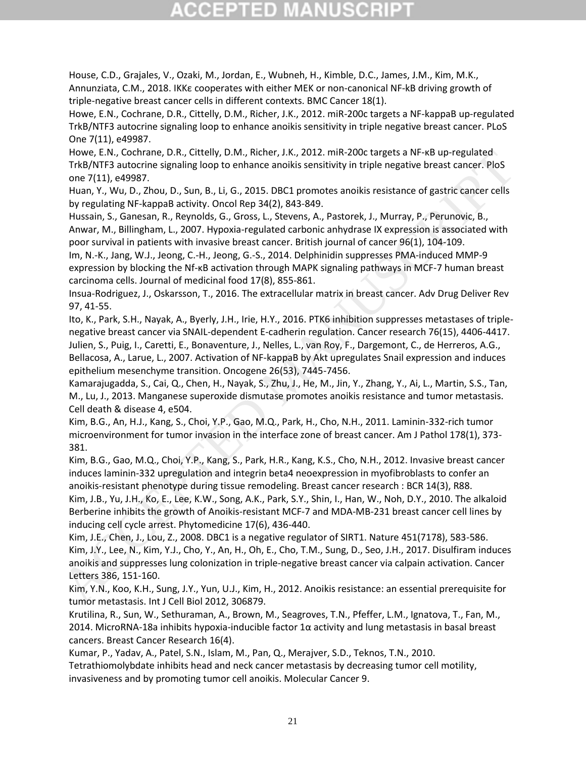House, C.D., Grajales, V., Ozaki, M., Jordan, E., Wubneh, H., Kimble, D.C., James, J.M., Kim, M.K., Annunziata, C.M., 2018. IKKε cooperates with either MEK or non-canonical NF-kB driving growth of triple-negative breast cancer cells in different contexts. BMC Cancer 18(1).

Howe, E.N., Cochrane, D.R., Cittelly, D.M., Richer, J.K., 2012. miR-200c targets a NF-kappaB up-regulated TrkB/NTF3 autocrine signaling loop to enhance anoikis sensitivity in triple negative breast cancer. PLoS One 7(11), e49987.

Howe, E.N., Cochrane, D.R., Cittelly, D.M., Richer, J.K., 2012. miR-200c targets a NF-κB up-regulated TrkB/NTF3 autocrine signaling loop to enhance anoikis sensitivity in triple negative breast cancer. PloS one 7(11), e49987.

Huan, Y., Wu, D., Zhou, D., Sun, B., Li, G., 2015. DBC1 promotes anoikis resistance of gastric cancer cells by regulating NF-kappaB activity. Oncol Rep 34(2), 843-849.

Hussain, S., Ganesan, R., Reynolds, G., Gross, L., Stevens, A., Pastorek, J., Murray, P., Perunovic, B., Anwar, M., Billingham, L., 2007. Hypoxia-regulated carbonic anhydrase IX expression is associated with poor survival in patients with invasive breast cancer. British journal of cancer 96(1), 104-109.

Im, N.-K., Jang, W.J., Jeong, C.-H., Jeong, G.-S., 2014. Delphinidin suppresses PMA-induced MMP-9 expression by blocking the Nf-κB activation through MAPK signaling pathways in MCF-7 human breast carcinoma cells. Journal of medicinal food 17(8), 855-861.

Insua-Rodriguez, J., Oskarsson, T., 2016. The extracellular matrix in breast cancer. Adv Drug Deliver Rev 97, 41-55.

Ito, K., Park, S.H., Nayak, A., Byerly, J.H., Irie, H.Y., 2016. PTK6 inhibition suppresses metastases of triple-negative breast cancer via SNAIL-dependent E-cadherin regulation. Cancer research 76(15), 4406-4417.

Julien, S., Puig, I., Caretti, E., Bonaventure, J., Nelles, L., van Roy, F., Dargemont, C., de Herreros, A.G., Bellacosa, A., Larue, L., 2007. Activation of NF-kappaB by Akt upregulates Snail expression and induces epithelium mesenchyme transition. Oncogene 26(53), 7445-7456.

Kamarajugadda, S., Cai, Q., Chen, H., Nayak, S., Zhu, J., He, M., Jin, Y., Zhang, Y., Ai, L., Martin, S.S., Tan, M., Lu, J., 2013. Manganese superoxide dismutase promotes anoikis resistance and tumor metastasis. Cell death & disease 4, e504.

Kim, B.G., An, H.J., Kang, S., Choi, Y.P., Gao, M.Q., Park, H., Cho, N.H., 2011. Laminin-332-rich tumor microenvironment for tumor invasion in the interface zone of breast cancer. Am J Pathol 178(1), 373-381.

Kim, B.G., Gao, M.Q., Choi, Y.P., Kang, S., Park, H.R., Kang, K.S., Cho, N.H., 2012. Invasive breast cancer induces laminin-332 upregulation and integrin beta4 neoexpression in myofibroblasts to confer an anoikis-resistant phenotype during tissue remodeling. Breast cancer research : BCR 14(3), R88.

Kim, J.B., Yu, J.H., Ko, E., Lee, K.W., Song, A.K., Park, S.Y., Shin, I., Han, W., Noh, D.Y., 2010. The alkaloid Berberine inhibits the growth of Anoikis-resistant MCF-7 and MDA-MB-231 breast cancer cell lines by inducing cell cycle arrest. Phytomedicine 17(6), 436-440.

Kim, J.E., Chen, J., Lou, Z., 2008. DBC1 is a negative regulator of SIRT1. Nature 451(7178), 583-586.

Kim, J.Y., Lee, N., Kim, Y.J., Cho, Y., An, H., Oh, E., Cho, T.M., Sung, D., Seo, J.H., 2017. Disulfiram induces anoikis and suppresses lung colonization in triple-negative breast cancer via calpain activation. Cancer Letters 386, 151-160.

Kim, Y.N., Koo, K.H., Sung, J.Y., Yun, U.J., Kim, H., 2012. Anoikis resistance: an essential prerequisite for tumor metastasis. Int J Cell Biol 2012, 306879.

Krutilina, R., Sun, W., Sethuraman, A., Brown, M., Seagroves, T.N., Pfeffer, L.M., Ignatova, T., Fan, M., 2014. MicroRNA-18a inhibits hypoxia-inducible factor 1α activity and lung metastasis in basal breast cancers. Breast Cancer Research 16(4).

Kumar, P., Yadav, A., Patel, S.N., Islam, M., Pan, Q., Merajver, S.D., Teknos, T.N., 2010. Tetrathiomolybdate inhibits head and neck cancer metastasis by decreasing tumor cell motility, invasiveness and by promoting tumor cell anoikis. Molecular Cancer 9.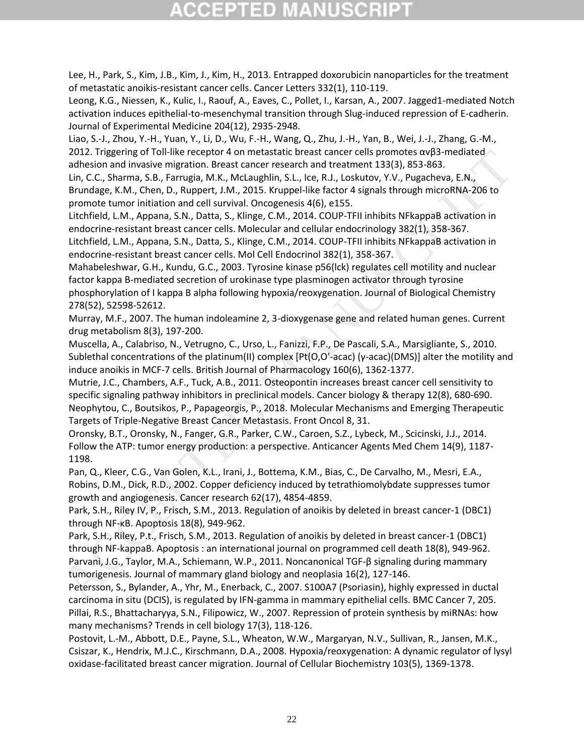Lee, H., Park, S., Kim, J.B., Kim, J., Kim, H., 2013. Entrapped doxorubicin nanoparticles for the treatment of metastatic anoikis-resistant cancer cells. Cancer Letters 332(1), 110-119.

Leong, K.G., Niessen, K., Kulic, I., Raouf, A., Eaves, C., Pollet, I., Karsan, A., 2007. Jagged1-mediated Notch activation induces epithelial-to-mesenchymal transition through Slug-induced repression of E-cadherin. Journal of Experimental Medicine 204(12), 2935-2948.

Liao, S.-J., Zhou, Y.-H., Yuan, Y., Li, D., Wu, F.-H., Wang, Q., Zhu, J.-H., Yan, B., Wei, J.-J., Zhang, G.-M., 2012. Triggering of Toll-like receptor 4 on metastatic breast cancer cells promotes αvβ3-mediated adhesion and invasive migration. Breast cancer research and treatment 133(3), 853-863.

Lin, C.C., Sharma, S.B., Farrugia, M.K., McLaughlin, S.L., Ice, R.J., Loskutov, Y.V., Pugacheva, E.N., Brundage, K.M., Chen, D., Ruppert, J.M., 2015. Kruppel-like factor 4 signals through microRNA-206 to promote tumor initiation and cell survival. Oncogenesis 4(6), e155.

Litchfield, L.M., Appana, S.N., Datta, S., Klinge, C.M., 2014. COUP-TFII inhibits NFkappaB activation in endocrine-resistant breast cancer cells. Molecular and cellular endocrinology 382(1), 358-367.

Litchfield, L.M., Appana, S.N., Datta, S., Klinge, C.M., 2014. COUP-TFII inhibits NFkappaB activation in endocrine-resistant breast cancer cells. Mol Cell Endocrinol 382(1), 358-367.

Mahabeleshwar, G.H., Kundu, G.C., 2003. Tyrosine kinase p56(lck) regulates cell motility and nuclear factor kappa B-mediated secretion of urokinase type plasminogen activator through tyrosine phosphorylation of I kappa B alpha following hypoxia/reoxygenation. Journal of Biological Chemistry 278(52), 52598-52612.

Murray, M.F., 2007. The human indoleamine 2, 3-dioxygenase gene and related human genes. Current drug metabolism 8(3), 197-200.

Muscella, A., Calabriso, N., Vetrugno, C., Urso, L., Fanizzi, F.P., De Pascali, S.A., Marsigliante, S., 2010. Sublethal concentrations of the platinum(II) complex [Pt(O,O′-acac) (γ-acac)(DMS)] alter the motility and induce anoikis in MCF-7 cells. British Journal of Pharmacology 160(6), 1362-1377.

Mutrie, J.C., Chambers, A.F., Tuck, A.B., 2011. Osteopontin increases breast cancer cell sensitivity to specific signaling pathway inhibitors in preclinical models. Cancer biology & therapy 12(8), 680-690.

Neophytou, C., Boutsikos, P., Papageorgis, P., 2018. Molecular Mechanisms and Emerging Therapeutic Targets of Triple-Negative Breast Cancer Metastasis. Front Oncol 8, 31.

Oronsky, B.T., Oronsky, N., Fanger, G.R., Parker, C.W., Caroen, S.Z., Lybeck, M., Scicinski, J.J., 2014. Follow the ATP: tumor energy production: a perspective. Anticancer Agents Med Chem 14(9), 1187-1198.

Pan, Q., Kleer, C.G., Van Golen, K.L., Irani, J., Bottema, K.M., Bias, C., De Carvalho, M., Mesri, E.A., Robins, D.M., Dick, R.D., 2002. Copper deficiency induced by tetrathiomolybdate suppresses tumor growth and angiogenesis. Cancer research 62(17), 4854-4859.

Park, S.H., Riley IV, P., Frisch, S.M., 2013. Regulation of anoikis by deleted in breast cancer-1 (DBC1) through NF-κB. Apoptosis 18(8), 949-962.

Park, S.H., Riley, P.t., Frisch, S.M., 2013. Regulation of anoikis by deleted in breast cancer-1 (DBC1) through NF-kappaB. Apoptosis : an international journal on programmed cell death 18(8), 949-962.

Parvani, J.G., Taylor, M.A., Schiemann, W.P., 2011. Noncanonical TGF-β signaling during mammary tumorigenesis. Journal of mammary gland biology and neoplasia 16(2), 127-146.

Petersson, S., Bylander, A., Yhr, M., Enerback, C., 2007. S100A7 (Psoriasin), highly expressed in ductal carcinoma in situ (DCIS), is regulated by IFN-gamma in mammary epithelial cells. BMC Cancer 7, 205.

Pillai, R.S., Bhattacharyya, S.N., Filipowicz, W., 2007. Repression of protein synthesis by miRNAs: how many mechanisms? Trends in cell biology 17(3), 118-126.

Postovit, L.-M., Abbott, D.E., Payne, S.L., Wheaton, W.W., Margaryan, N.V., Sullivan, R., Jansen, M.K., Csiszar, K., Hendrix, M.J.C., Kirschmann, D.A., 2008. Hypoxia/reoxygenation: A dynamic regulator of lysyl oxidase-facilitated breast cancer migration. Journal of Cellular Biochemistry 103(5), 1369-1378.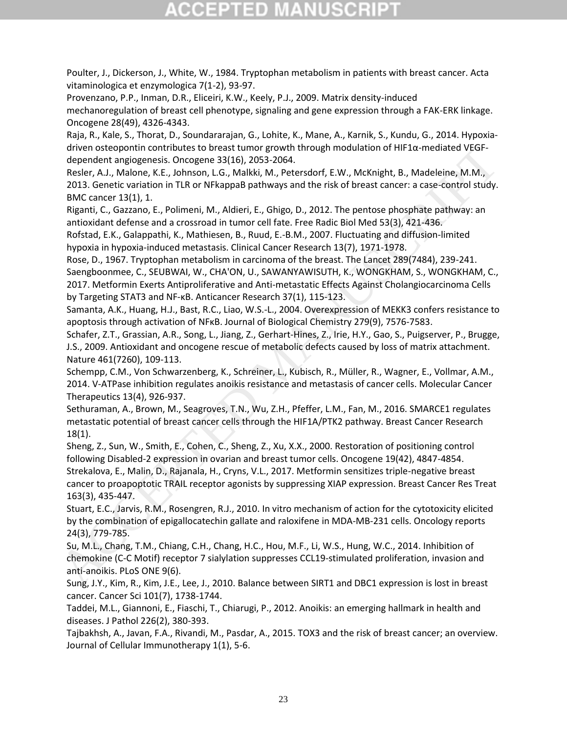Poulter, J., Dickerson, J., White, W., 1984. Tryptophan metabolism in patients with breast cancer. Acta vitaminologica et enzymologica 7(1-2), 93-97.

Provenzano, P.P., Inman, D.R., Eliceiri, K.W., Keely, P.J., 2009. Matrix density-induced mechanoregulation of breast cell phenotype, signaling and gene expression through a FAK-ERK linkage. Oncogene 28(49), 4326-4343.

Raja, R., Kale, S., Thorat, D., Soundararajan, G., Lohite, K., Mane, A., Karnik, S., Kundu, G., 2014. Hypoxia-driven osteopontin contributes to breast tumor growth through modulation of HIF1α-mediated VEGF-dependent angiogenesis. Oncogene 33(16), 2053-2064.

Resler, A.J., Malone, K.E., Johnson, L.G., Malkki, M., Petersdorf, E.W., McKnight, B., Madeleine, M.M., 2013. Genetic variation in TLR or NFkappaB pathways and the risk of breast cancer: a case-control study. BMC cancer 13(1), 1.

Riganti, C., Gazzano, E., Polimeni, M., Aldieri, E., Ghigo, D., 2012. The pentose phosphate pathway: an antioxidant defense and a crossroad in tumor cell fate. Free Radic Biol Med 53(3), 421-436.

Rofstad, E.K., Galappathi, K., Mathiesen, B., Ruud, E.-B.M., 2007. Fluctuating and diffusion-limited hypoxia in hypoxia-induced metastasis. Clinical Cancer Research 13(7), 1971-1978.

Rose, D., 1967. Tryptophan metabolism in carcinoma of the breast. The Lancet 289(7484), 239-241.

Saengboonmee, C., SEUBWAI, W., CHA'ON, U., SAWANYAWISUTH, K., WONGKHAM, S., WONGKHAM, C., 2017. Metformin Exerts Antiproliferative and Anti-metastatic Effects Against Cholangiocarcinoma Cells by Targeting STAT3 and NF-κB. Anticancer Research 37(1), 115-123.

Samanta, A.K., Huang, H.J., Bast, R.C., Liao, W.S.-L., 2004. Overexpression of MEKK3 confers resistance to apoptosis through activation of NFκB. Journal of Biological Chemistry 279(9), 7576-7583.

Schafer, Z.T., Grassian, A.R., Song, L., Jiang, Z., Gerhart-Hines, Z., Irie, H.Y., Gao, S., Puigserver, P., Brugge, J.S., 2009. Antioxidant and oncogene rescue of metabolic defects caused by loss of matrix attachment. Nature 461(7260), 109-113.

Schempp, C.M., Von Schwarzenberg, K., Schreiner, L., Kubisch, R., Müller, R., Wagner, E., Vollmar, A.M., 2014. V-ATPase inhibition regulates anoikis resistance and metastasis of cancer cells. Molecular Cancer Therapeutics 13(4), 926-937.

Sethuraman, A., Brown, M., Seagroves, T.N., Wu, Z.H., Pfeffer, L.M., Fan, M., 2016. SMARCE1 regulates metastatic potential of breast cancer cells through the HIF1A/PTK2 pathway. Breast Cancer Research 18(1).

Sheng, Z., Sun, W., Smith, E., Cohen, C., Sheng, Z., Xu, X.X., 2000. Restoration of positioning control following Disabled-2 expression in ovarian and breast tumor cells. Oncogene 19(42), 4847-4854.

Strekalova, E., Malin, D., Rajanala, H., Cryns, V.L., 2017. Metformin sensitizes triple-negative breast cancer to proapoptotic TRAIL receptor agonists by suppressing XIAP expression. Breast Cancer Res Treat 163(3), 435-447.

Stuart, E.C., Jarvis, R.M., Rosengren, R.J., 2010. In vitro mechanism of action for the cytotoxicity elicited by the combination of epigallocatechin gallate and raloxifene in MDA-MB-231 cells. Oncology reports 24(3), 779-785.

Su, M.L., Chang, T.M., Chiang, C.H., Chang, H.C., Hou, M.F., Li, W.S., Hung, W.C., 2014. Inhibition of chemokine (C-C Motif) receptor 7 sialylation suppresses CCL19-stimulated proliferation, invasion and anti-anoikis. PLoS ONE 9(6).

Sung, J.Y., Kim, R., Kim, J.E., Lee, J., 2010. Balance between SIRT1 and DBC1 expression is lost in breast cancer. Cancer Sci 101(7), 1738-1744.

Taddei, M.L., Giannoni, E., Fiaschi, T., Chiarugi, P., 2012. Anoikis: an emerging hallmark in health and diseases. J Pathol 226(2), 380-393.

Tajbakhsh, A., Javan, F.A., Rivandi, M., Pasdar, A., 2015. TOX3 and the risk of breast cancer; an overview. Journal of Cellular Immunotherapy 1(1), 5-6.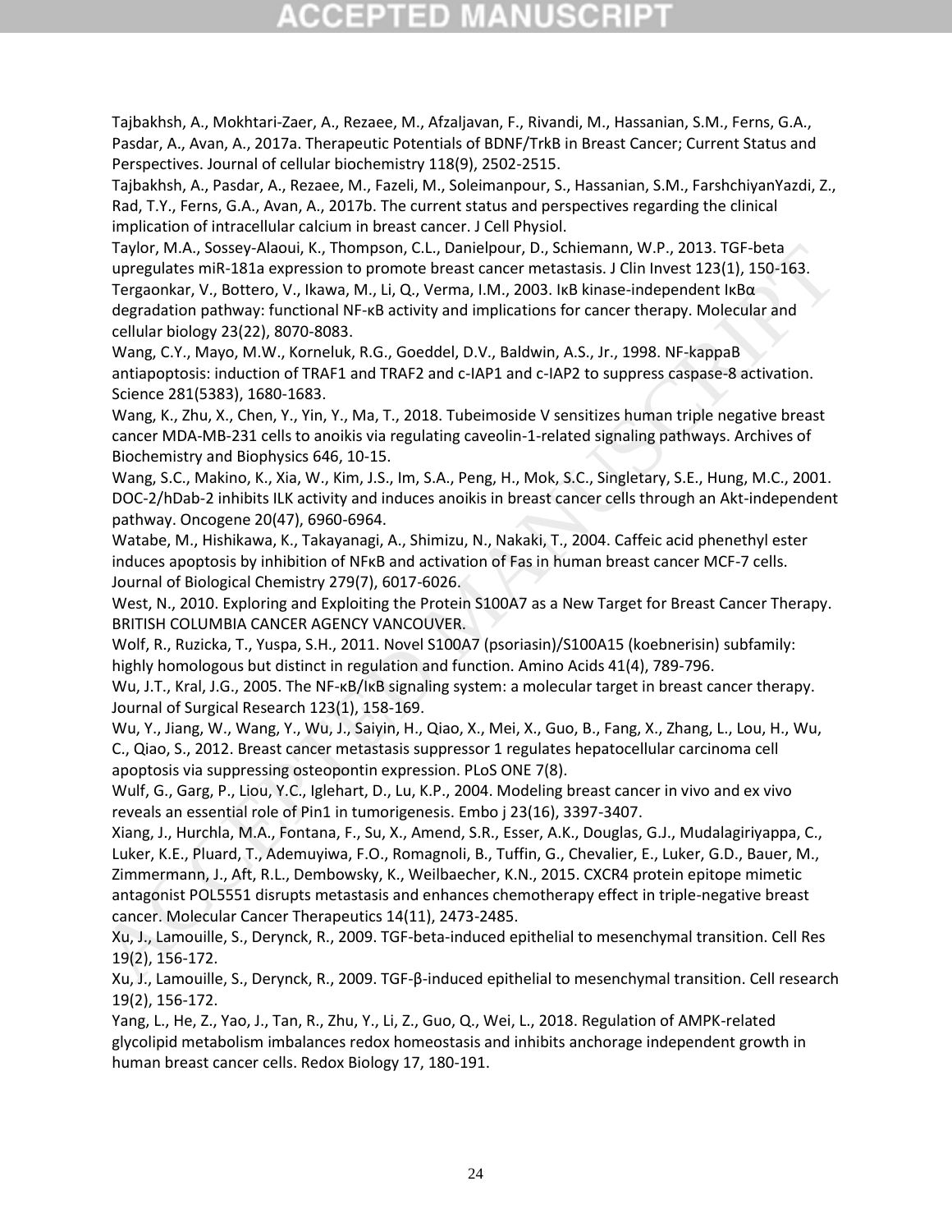Tajbakhsh, A., Mokhtari-Zaer, A., Rezaee, M., Afzaljavan, F., Rivandi, M., Hassanian, S.M., Ferns, G.A., Pasdar, A., Avan, A., 2017a. Therapeutic Potentials of BDNF/TrkB in Breast Cancer; Current Status and Perspectives. Journal of cellular biochemistry 118(9), 2502-2515.

Tajbakhsh, A., Pasdar, A., Rezaee, M., Fazeli, M., Soleimanpour, S., Hassanian, S.M., FarshchiyanYazdi, Z., Rad, T.Y., Ferns, G.A., Avan, A., 2017b. The current status and perspectives regarding the clinical implication of intracellular calcium in breast cancer. J Cell Physiol.

Taylor, M.A., Sossey-Alaoui, K., Thompson, C.L., Danielpour, D., Schiemann, W.P., 2013. TGF-beta upregulates miR-181a expression to promote breast cancer metastasis. J Clin Invest 123(1), 150-163.

Tergaonkar, V., Bottero, V., Ikawa, M., Li, Q., Verma, I.M., 2003. IκB kinase-independent IκBα degradation pathway: functional NF-κB activity and implications for cancer therapy. Molecular and cellular biology 23(22), 8070-8083.

Wang, C.Y., Mayo, M.W., Korneluk, R.G., Goeddel, D.V., Baldwin, A.S., Jr., 1998. NF-kappaB antiapoptosis: induction of TRAF1 and TRAF2 and c-IAP1 and c-IAP2 to suppress caspase-8 activation. Science 281(5383), 1680-1683.

Wang, K., Zhu, X., Chen, Y., Yin, Y., Ma, T., 2018. Tubeimoside V sensitizes human triple negative breast cancer MDA-MB-231 cells to anoikis via regulating caveolin-1-related signaling pathways. Archives of Biochemistry and Biophysics 646, 10-15.

Wang, S.C., Makino, K., Xia, W., Kim, J.S., Im, S.A., Peng, H., Mok, S.C., Singletary, S.E., Hung, M.C., 2001. DOC-2/hDab-2 inhibits ILK activity and induces anoikis in breast cancer cells through an Akt-independent pathway. Oncogene 20(47), 6960-6964.

Watabe, M., Hishikawa, K., Takayanagi, A., Shimizu, N., Nakaki, T., 2004. Caffeic acid phenethyl ester induces apoptosis by inhibition of NFκB and activation of Fas in human breast cancer MCF-7 cells. Journal of Biological Chemistry 279(7), 6017-6026.

West, N., 2010. Exploring and Exploiting the Protein S100A7 as a New Target for Breast Cancer Therapy. BRITISH COLUMBIA CANCER AGENCY VANCOUVER.

Wolf, R., Ruzicka, T., Yuspa, S.H., 2011. Novel S100A7 (psoriasin)/S100A15 (koebnerisin) subfamily: highly homologous but distinct in regulation and function. Amino Acids 41(4), 789-796.

Wu, J.T., Kral, J.G., 2005. The NF-κB/IκB signaling system: a molecular target in breast cancer therapy. Journal of Surgical Research 123(1), 158-169.

Wu, Y., Jiang, W., Wang, Y., Wu, J., Saiyin, H., Qiao, X., Mei, X., Guo, B., Fang, X., Zhang, L., Lou, H., Wu, C., Qiao, S., 2012. Breast cancer metastasis suppressor 1 regulates hepatocellular carcinoma cell apoptosis via suppressing osteopontin expression. PLoS ONE 7(8).

Wulf, G., Garg, P., Liou, Y.C., Iglehart, D., Lu, K.P., 2004. Modeling breast cancer in vivo and ex vivo reveals an essential role of Pin1 in tumorigenesis. Embo j 23(16), 3397-3407.

Xiang, J., Hurchla, M.A., Fontana, F., Su, X., Amend, S.R., Esser, A.K., Douglas, G.J., Mudalagiriyappa, C., Luker, K.E., Pluard, T., Ademuyiwa, F.O., Romagnoli, B., Tuffin, G., Chevalier, E., Luker, G.D., Bauer, M., Zimmermann, J., Aft, R.L., Dembowsky, K., Weilbaecher, K.N., 2015. CXCR4 protein epitope mimetic antagonist POL5551 disrupts metastasis and enhances chemotherapy effect in triple-negative breast cancer. Molecular Cancer Therapeutics 14(11), 2473-2485.

Xu, J., Lamouille, S., Derynck, R., 2009. TGF-beta-induced epithelial to mesenchymal transition. Cell Res 19(2), 156-172.

Xu, J., Lamouille, S., Derynck, R., 2009. TGF-β-induced epithelial to mesenchymal transition. Cell research 19(2), 156-172.

Yang, L., He, Z., Yao, J., Tan, R., Zhu, Y., Li, Z., Guo, Q., Wei, L., 2018. Regulation of AMPK-related glycolipid metabolism imbalances redox homeostasis and inhibits anchorage independent growth in human breast cancer cells. Redox Biology 17, 180-191.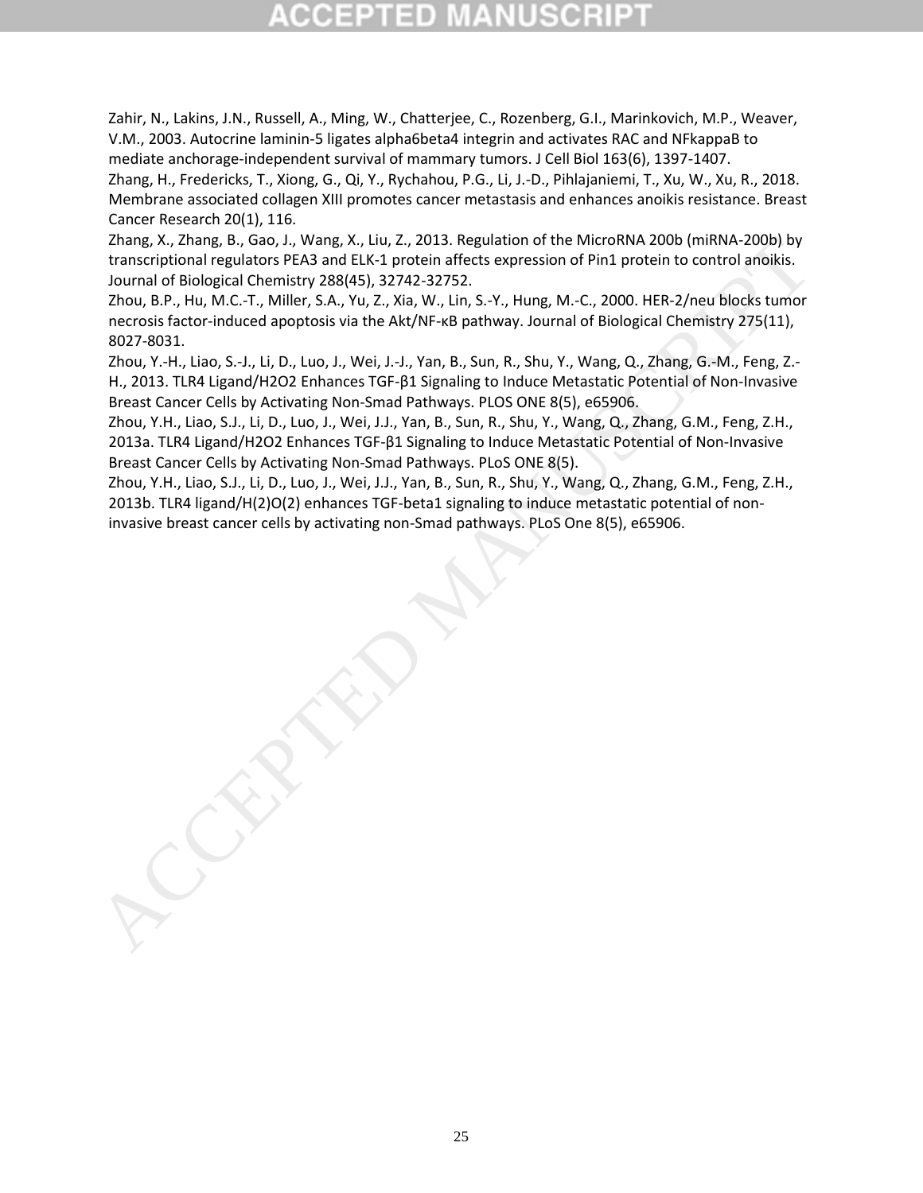Zahir, N., Lakins, J.N., Russell, A., Ming, W., Chatterjee, C., Rozenberg, G.I., Marinkovich, M.P., Weaver, V.M., 2003. Autocrine laminin-5 ligates alpha6beta4 integrin and activates RAC and NFkappaB to mediate anchorage-independent survival of mammary tumors. J Cell Biol 163(6), 1397-1407.

Zhang, H., Fredericks, T., Xiong, G., Qi, Y., Rychahou, P.G., Li, J.-D., Pihlajaniemi, T., Xu, W., Xu, R., 2018. Membrane associated collagen XIII promotes cancer metastasis and enhances anoikis resistance. Breast Cancer Research 20(1), 116.

Zhang, X., Zhang, B., Gao, J., Wang, X., Liu, Z., 2013. Regulation of the MicroRNA 200b (miRNA-200b) by transcriptional regulators PEA3 and ELK-1 protein affects expression of Pin1 protein to control anoikis. Journal of Biological Chemistry 288(45), 32742-32752.

Zhou, B.P., Hu, M.C.-T., Miller, S.A., Yu, Z., Xia, W., Lin, S.-Y., Hung, M.-C., 2000. HER-2/neu blocks tumor necrosis factor-induced apoptosis via the Akt/NF-κB pathway. Journal of Biological Chemistry 275(11), 8027-8031.

Zhou, Y.-H., Liao, S.-J., Li, D., Luo, J., Wei, J.-J., Yan, B., Sun, R., Shu, Y., Wang, Q., Zhang, G.-M., Feng, Z.-H., 2013. TLR4 Ligand/H2O2 Enhances TGF-β1 Signaling to Induce Metastatic Potential of Non-Invasive Breast Cancer Cells by Activating Non-Smad Pathways. PLOS ONE 8(5), e65906.

Zhou, Y.H., Liao, S.J., Li, D., Luo, J., Wei, J.J., Yan, B., Sun, R., Shu, Y., Wang, Q., Zhang, G.M., Feng, Z.H., 2013a. TLR4 Ligand/H2O2 Enhances TGF-β1 Signaling to Induce Metastatic Potential of Non-Invasive Breast Cancer Cells by Activating Non-Smad Pathways. PLoS ONE 8(5).

Zhou, Y.H., Liao, S.J., Li, D., Luo, J., Wei, J.J., Yan, B., Sun, R., Shu, Y., Wang, Q., Zhang, G.M., Feng, Z.H., 2013b. TLR4 ligand/H(2)O(2) enhances TGF-beta1 signaling to induce metastatic potential of non-invasive breast cancer cells by activating non-Smad pathways. PLoS One 8(5), e65906.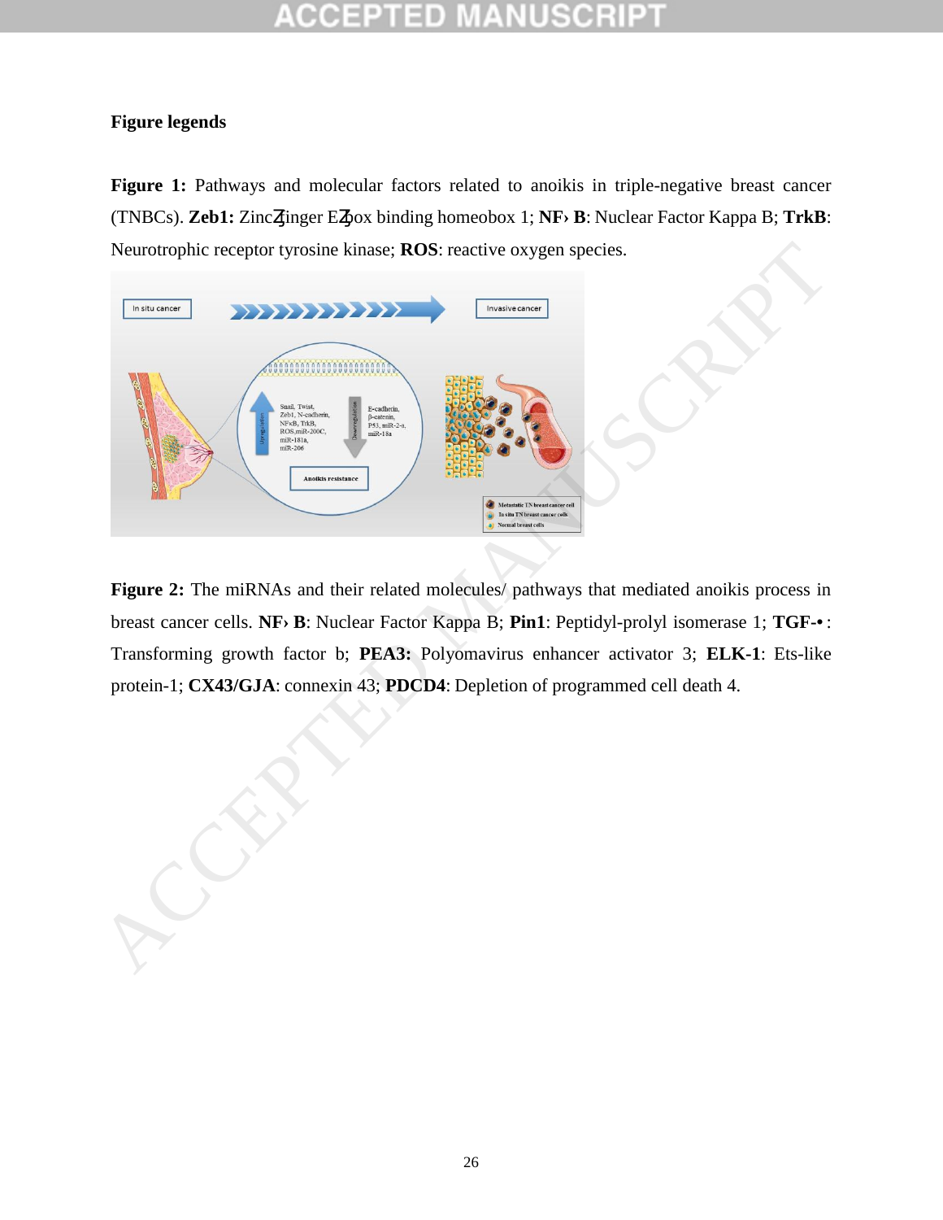**Figure legends**

**Figure 1:** Pathways and molecular factors related to anoikis in triple-negative breast cancer (TNBCs). **Zeb1:** ZincȤinger EȤbox binding homeobox 1; **NF› B**: Nuclear Factor Kappa B; **TrkB**: Neurotrophic receptor tyrosine kinase; **ROS**: reactive oxygen species.

**Figure 2:** The miRNAs and their related molecules/ pathways that mediated anoikis process in breast cancer cells. **NF› B**: Nuclear Factor Kappa B; **Pin1**: Peptidyl-prolyl isomerase 1; **TGF-•** : Transforming growth factor b; **PEA3:** Polyomavirus enhancer activator 3; **ELK-1**: Ets-like protein-1; **CX43/GJA**: connexin 43; **PDCD4**: Depletion of programmed cell death 4.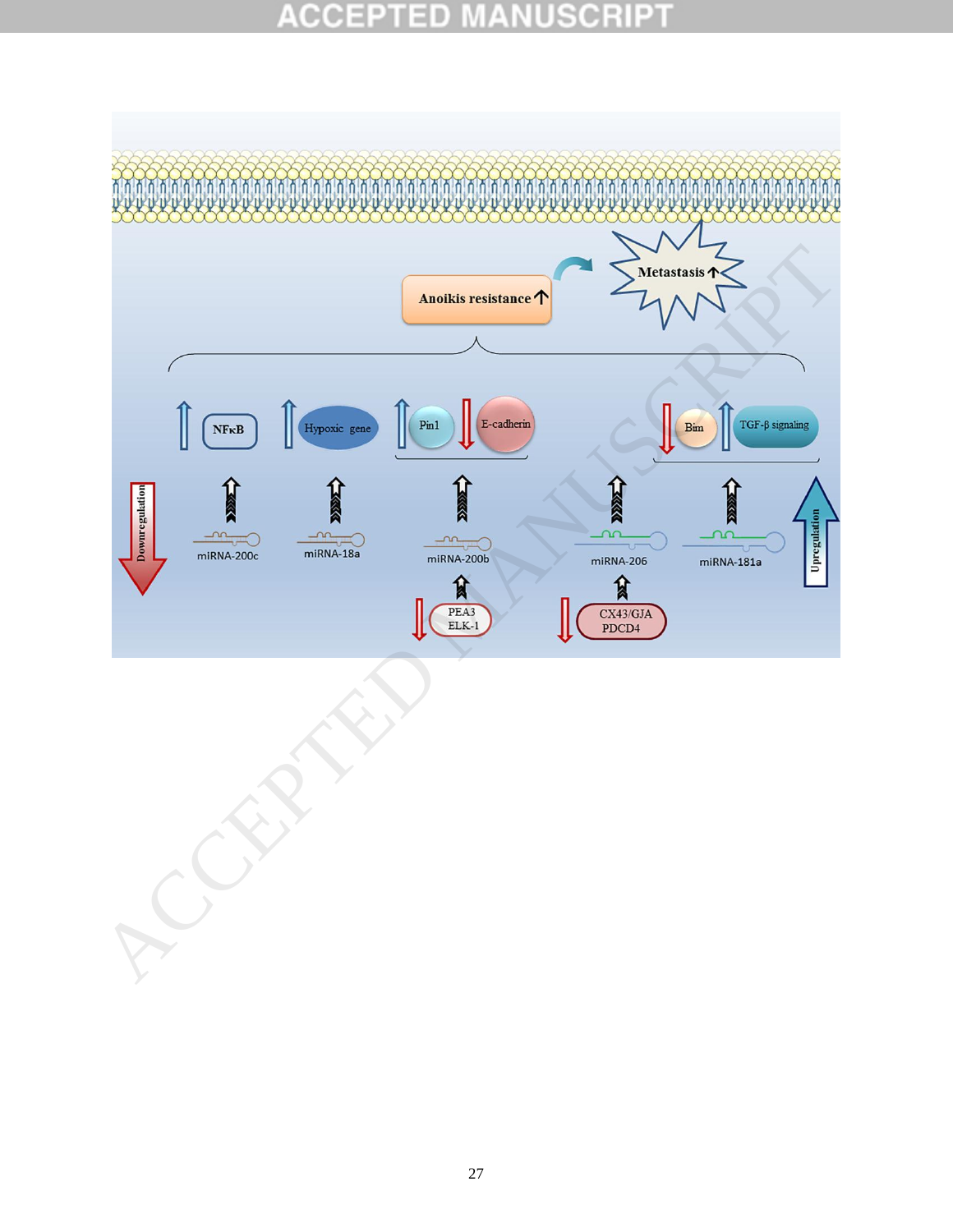Anoikis resistance ↑

Metastasis ↑

NFκB

Hypoxic gene

Pin1

E-cadherin

Bim

TGF-β signaling

Downregulation

miRNA-200c

miRNA-18a

miRNA-200b

miRNA-206

miRNA-181a

Upregulation

PEA3
ELK-1

CX43/GJA
PDCD4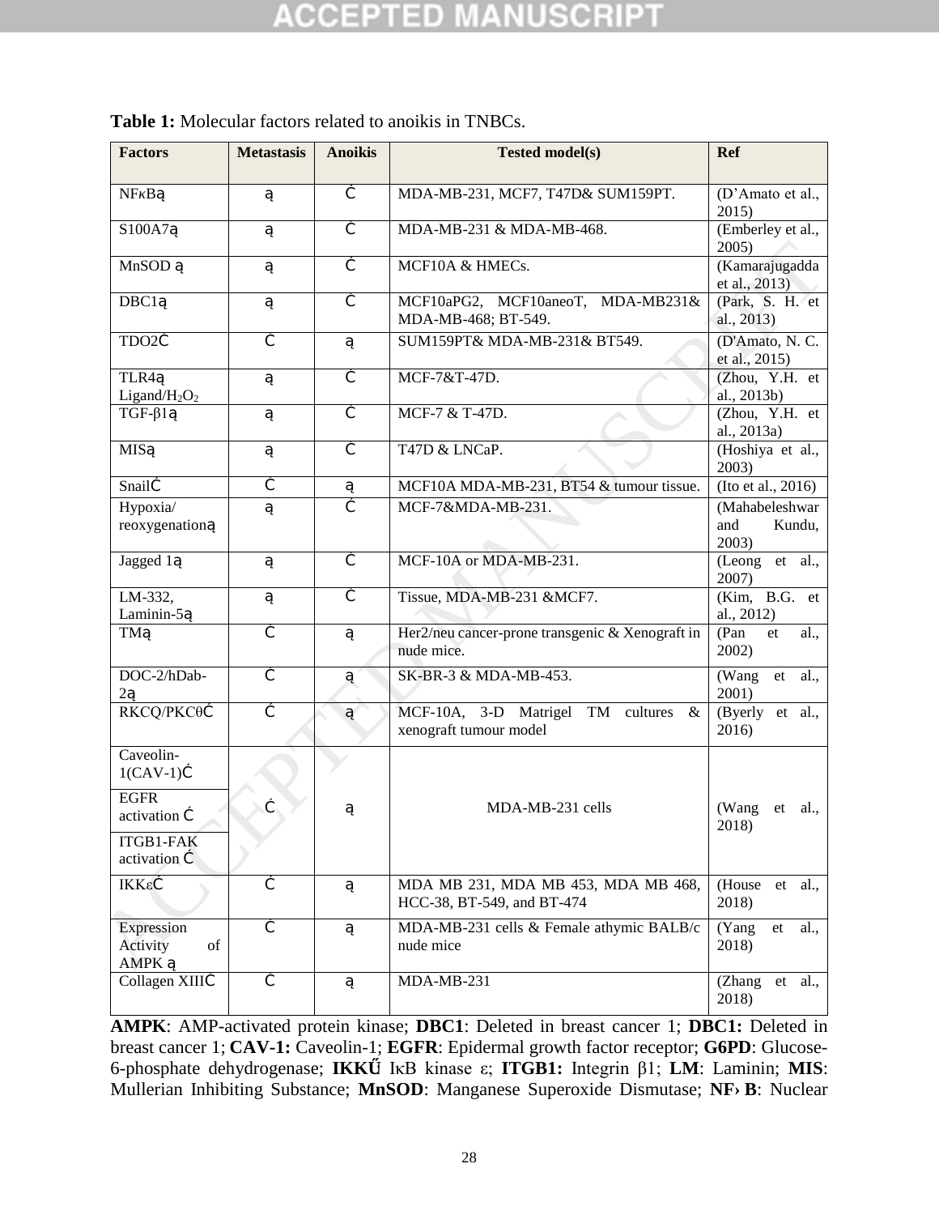**Table 1:** Molecular factors related to anoikis in TNBCs.

| Factors | Metastasis | Anoikis | Tested model(s) | Ref |
|---|---|---|---|---|
| NFκBą | ą | Ć | MDA-MB-231, MCF7, T47D& SUM159PT. | (D'Amato et al., 2015) |
| S100A7ą | ą | Ċ | MDA-MB-231 & MDA-MB-468. | (Emberley et al., 2005) |
| MnSOD ą | ą | Ć | MCF10A & HMECs. | (Kamarajugadda et al., 2013) |
| DBC1ą | ą | Ċ | MCF10aPG2, MCF10aneoT, MDA-MB231& MDA-MB-468; BT-549. | (Park, S. H. et al., 2013) |
| TDO2Ċ | Ċ | ą | SUM159PT& MDA-MB-231& BT549. | (D'Amato, N. C. et al., 2015) |
| TLR4ą Ligand/$H_2O_2$ | ą | Ċ | MCF-7&T-47D. | (Zhou, Y.H. et al., 2013b) |
| TGF-β1ą | ą | Ċ | MCF-7 & T-47D. | (Zhou, Y.H. et al., 2013a) |
| MISą | ą | Ċ | T47D & LNCaP. | (Hoshiya et al., 2003) |
| SnailĆ | Ċ | ą | MCF10A MDA-MB-231, BT54 & tumour tissue. | (Ito et al., 2016) |
| Hypoxia/ reoxygenationą | ą | Ċ | MCF-7&MDA-MB-231. | (Mahabeleshwar and Kundu, 2003) |
| Jagged 1ą | ą | Ċ | MCF-10A or MDA-MB-231. | (Leong et al., 2007) |
| LM-332, Laminin-5ą | ą | Ċ | Tissue, MDA-MB-231 &MCF7. | (Kim, B.G. et al., 2012) |
| TMą | Ċ | ą | Her2/neu cancer-prone transgenic & Xenograft in nude mice. | (Pan et al., 2002) |
| DOC-2/hDab-2ą | Ċ | ą | SK-BR-3 & MDA-MB-453. | (Wang et al., 2001) |
| RKCQ/PKCθĆ | Ć | ą | MCF-10A, 3-D Matrigel TM cultures & xenograft tumour model | (Byerly et al., 2016) |
| Caveolin-1(CAV-1)Ć | Ć | ą | MDA-MB-231 cells | (Wang et al., 2018) |
| EGFR activation Ċ | | | | |
| ITGB1-FAK activation Ć | | | | |
| IKKεĆ | Ć | ą | MDA MB 231, MDA MB 453, MDA MB 468, HCC-38, BT-549, and BT-474 | (House et al., 2018) |
| Expression Activity of AMPK ą | Ċ | ą | MDA-MB-231 cells & Female athymic BALB/c nude mice | (Yang et al., 2018) |
| Collagen XIIIĊ | Ċ | ą | MDA-MB-231 | (Zhang et al., 2018) |

**AMPK**: AMP-activated protein kinase; **DBC1**: Deleted in breast cancer 1; **DBC1:** Deleted in breast cancer 1; **CAV-1:** Caveolin-1; **EGFR**: Epidermal growth factor receptor; **G6PD**: Glucose-6-phosphate dehydrogenase; **IKKŰ** IκB kinase ε; **ITGB1:** Integrin β1; **LM**: Laminin; **MIS**: Mullerian Inhibiting Substance; **MnSOD**: Manganese Superoxide Dismutase; **NF› B**: Nuclear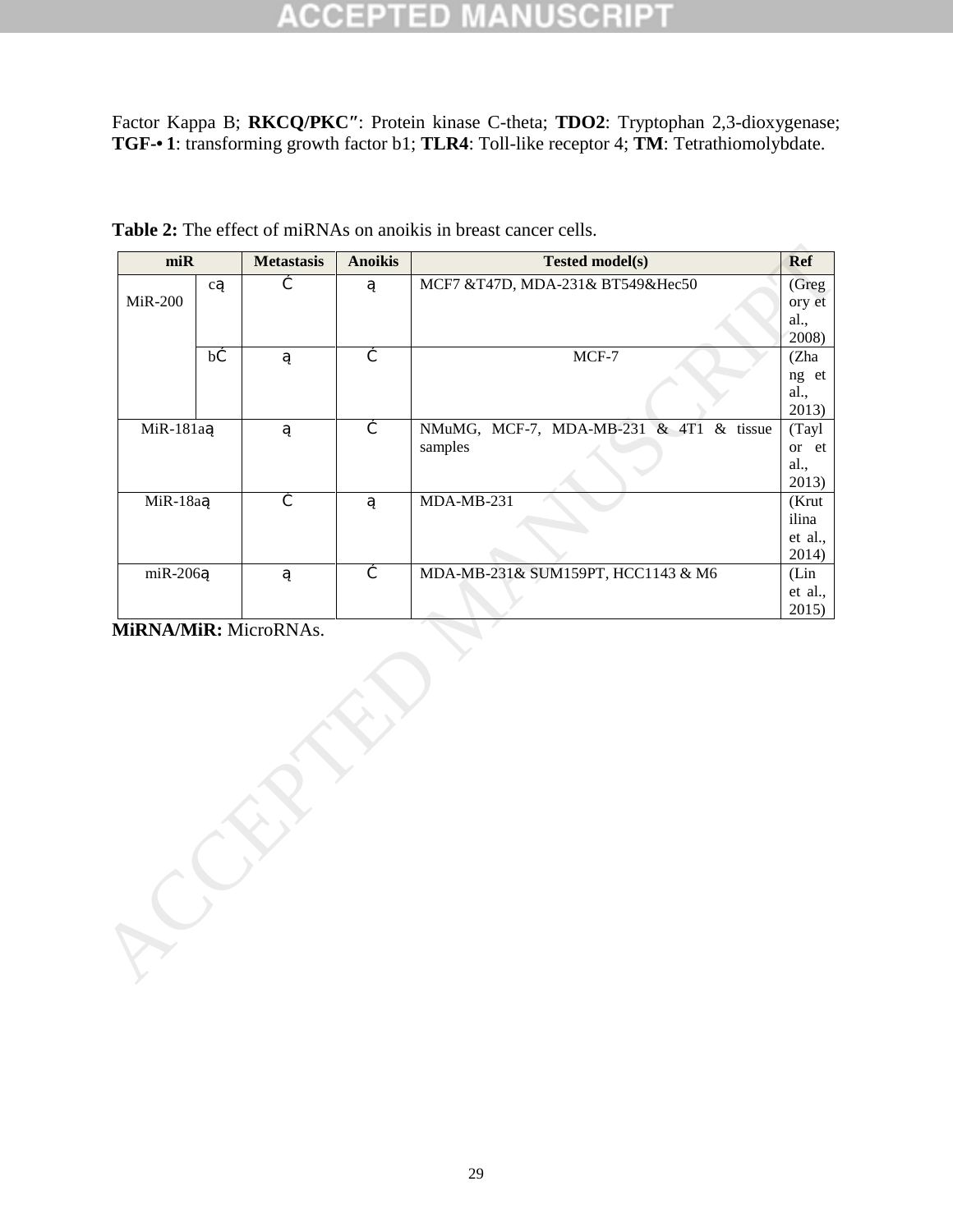Factor Kappa B; **RKCQ/PKC″**: Protein kinase C-theta; **TDO2**: Tryptophan 2,3-dioxygenase; **TGF-• 1**: transforming growth factor b1; **TLR4**: Toll-like receptor 4; **TM**: Tetrathiomolybdate.

**Table 2:** The effect of miRNAs on anoikis in breast cancer cells.

| miR | | Metastasis | Anoikis | Tested model(s) | Ref |
|---|---|---|---|---|---|
| MiR-200 | cą | Ć | ą | MCF7 &T47D, MDA-231& BT549&Hec50 | (Gregory et al., 2008) |
| | bĆ | ą | Ć | MCF-7 | (Zhang et al., 2013) |
| MiR-181aą | | ą | Ć | NMuMG, MCF-7, MDA-MB-231 & 4T1 & tissue samples | (Taylor et al., 2013) |
| MiR-18aą | | Ć | ą | MDA-MB-231 | (Krutilina et al., 2014) |
| miR-206ą | | ą | Ć | MDA-MB-231& SUM159PT, HCC1143 & M6 | (Lin et al., 2015) |

**MiRNA/MiR:** MicroRNAs.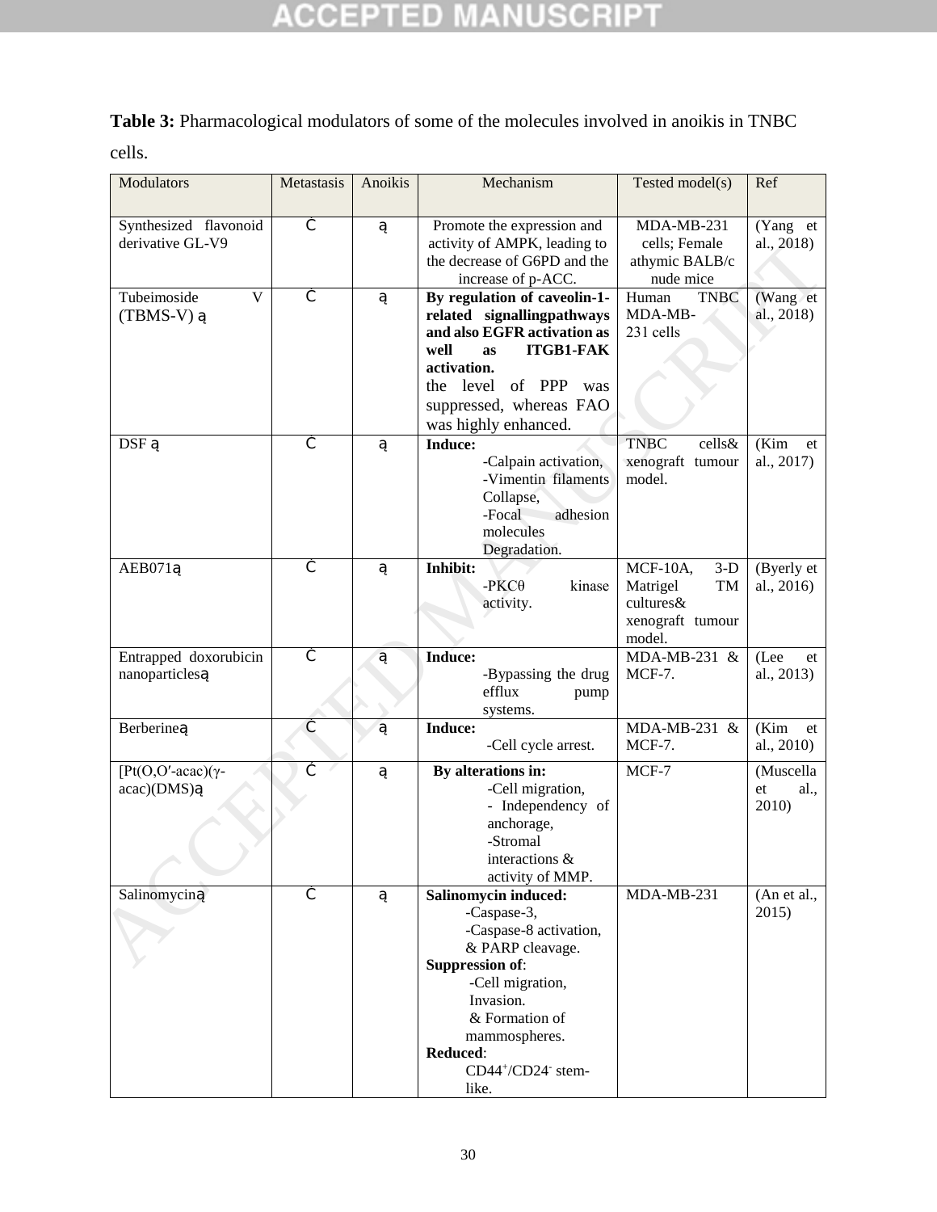**Table 3:** Pharmacological modulators of some of the molecules involved in anoikis in TNBC cells.

| Modulators | Metastasis | Anoikis | Mechanism | Tested model(s) | Ref |
|---|---|---|---|---|---|
| Synthesized flavonoid derivative GL-V9 | Ċ | ą | Promote the expression and activity of AMPK, leading to the decrease of G6PD and the increase of p-ACC. | MDA-MB-231 cells; Female athymic BALB/c nude mice | (Yang et al., 2018) |
| Tubeimoside V (TBMS-V) ą | Ċ | ą | **By regulation of caveolin-1-related signallingpathways and also EGFR activation as well as ITGB1-FAK activation.** the level of PPP was suppressed, whereas FAO was highly enhanced. | Human TNBC MDA-MB-231 cells | (Wang et al., 2018) |
| DSF ą | Ċ | ą | **Induce:** -Calpain activation, -Vimentin filaments Collapse, -Focal adhesion molecules Degradation. | TNBC cells& xenograft tumour model. | (Kim et al., 2017) |
| AEB071ą | Ċ | ą | **Inhibit:** -PKCθ kinase activity. | MCF-10A, 3-D Matrigel TM cultures& xenograft tumour model. | (Byerly et al., 2016) |
| Entrapped doxorubicin nanoparticlesą | Ċ | ą | **Induce:** -Bypassing the drug efflux pump systems. | MDA-MB-231 & MCF-7. | (Lee et al., 2013) |
| Berberineą | Ċ | ą | **Induce:** -Cell cycle arrest. | MDA-MB-231 & MCF-7. | (Kim et al., 2010) |
| [Pt(O,O′-acac)(γ-acac)(DMS)ą | Ċ | ą | **By alterations in:** -Cell migration, - Independency of anchorage, -Stromal interactions & activity of MMP. | MCF-7 | (Muscella et al., 2010) |
| Salinomyciną | Ċ | ą | **Salinomycin induced:** -Caspase-3, -Caspase-8 activation, & PARP cleavage. **Suppression of**: -Cell migration, Invasion. & Formation of mammospheres. **Reduced**: $CD44^{+}/CD24^{-}$ stem-like. | MDA-MB-231 | (An et al., 2015) |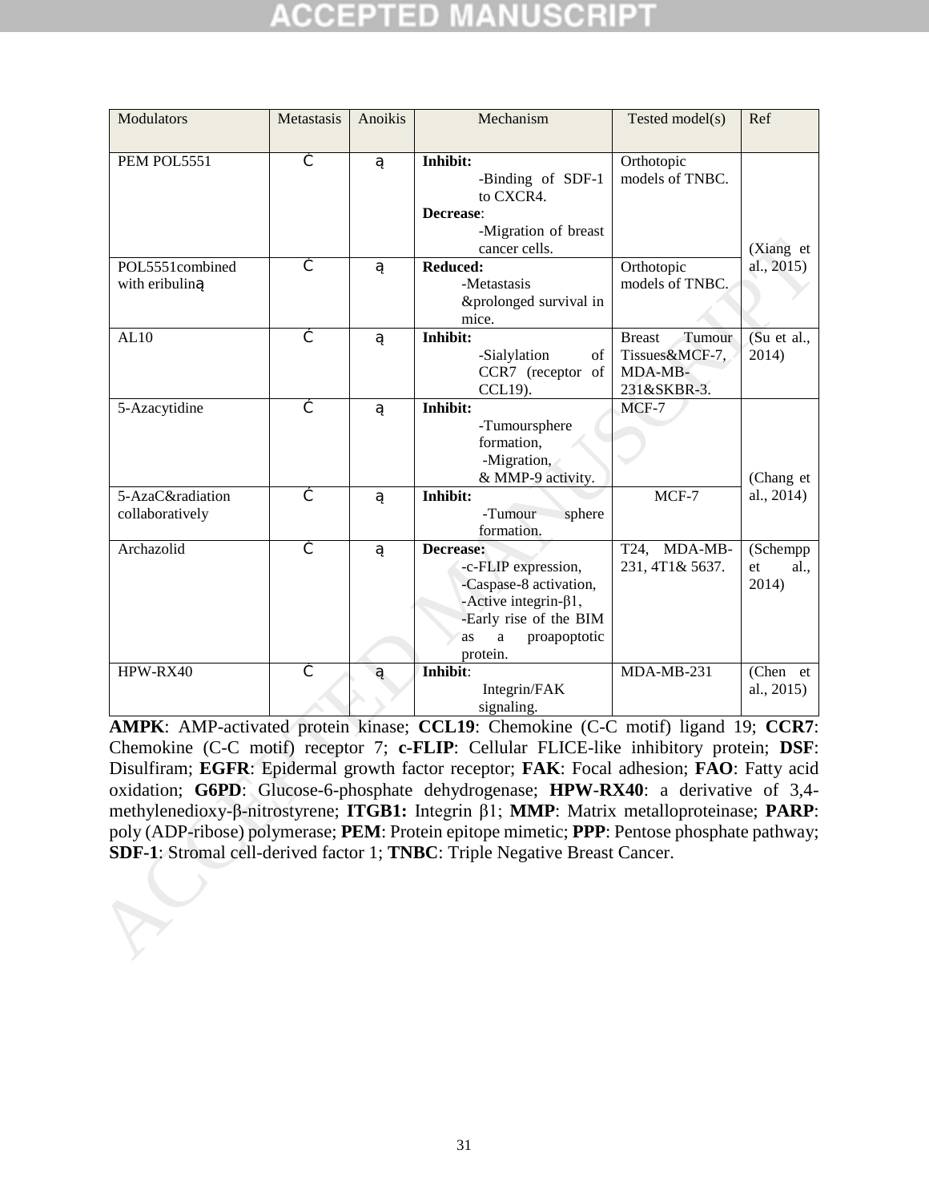| Modulators | Metastasis | Anoikis | Mechanism | Tested model(s) | Ref |
|---|---|---|---|---|---|
| PEM POL5551 | Ċ | ą | **Inhibit:** -Binding of SDF-1 to CXCR4. **Decrease**: -Migration of breast cancer cells. | Orthotopic models of TNBC. | (Xiang et al., 2015) |
| POL5551combined with eribuliną | Ċ | ą | **Reduced:** -Metastasis &prolonged survival in mice. | Orthotopic models of TNBC. | |
| AL10 | Ć | ą | **Inhibit:** -Sialylation of CCR7 (receptor of CCL19). | Breast Tumour Tissues&MCF-7, MDA-MB-231&SKBR-3. | (Su et al., 2014) |
| 5-Azacytidine | Ċ | ą | **Inhibit:** -Tumoursphere formation, -Migration, & MMP-9 activity. | MCF-7 | (Chang et al., 2014) |
| 5-AzaC&radiation collaboratively | Ć | ą | **Inhibit:** -Tumour sphere formation. | MCF-7 | |
| Archazolid | Ċ | ą | **Decrease:** -c-FLIP expression, -Caspase-8 activation, -Active integrin-β1, -Early rise of the BIM as a proapoptotic protein. | T24, MDA-MB-231, 4T1& 5637. | (Schempp et al., 2014) |
| HPW-RX40 | Ċ | ą | **Inhibit**: Integrin/FAK signaling. | MDA-MB-231 | (Chen et al., 2015) |

**AMPK**: AMP-activated protein kinase; **CCL19**: Chemokine (C-C motif) ligand 19; **CCR7**: Chemokine (C-C motif) receptor 7; **c-FLIP**: Cellular FLICE-like inhibitory protein; **DSF**: Disulfiram; **EGFR**: Epidermal growth factor receptor; **FAK**: Focal adhesion; **FAO**: Fatty acid oxidation; **G6PD**: Glucose-6-phosphate dehydrogenase; **HPW-RX40**: a derivative of 3,4-methylenedioxy-β-nitrostyrene; **ITGB1:** Integrin β1; **MMP**: Matrix metalloproteinase; **PARP**: poly (ADP-ribose) polymerase; **PEM**: Protein epitope mimetic; **PPP**: Pentose phosphate pathway; **SDF-1**: Stromal cell-derived factor 1; **TNBC**: Triple Negative Breast Cancer.